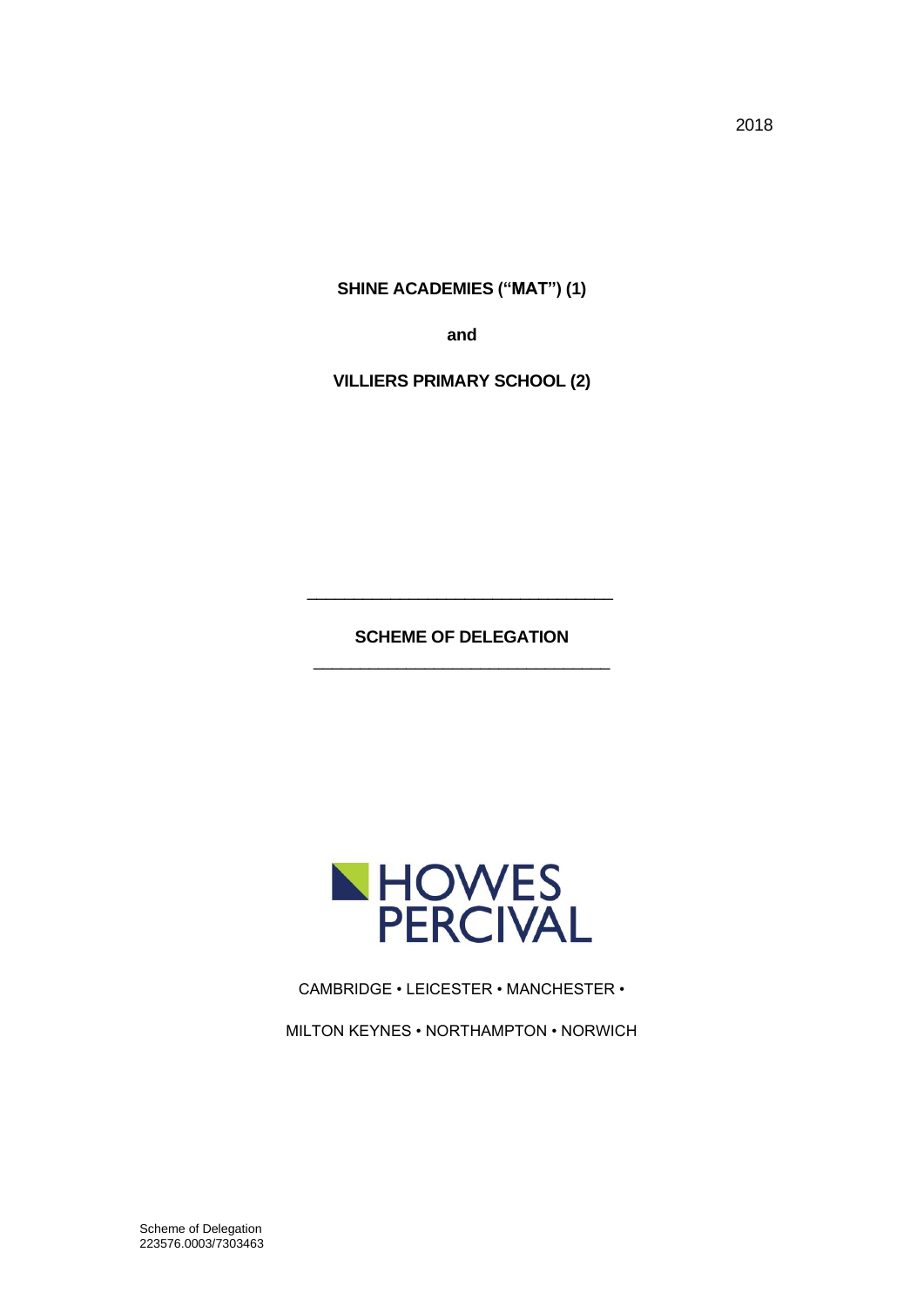2018

**SHINE ACADEMIES ("MAT") (1)**

**and**

**VILLIERS PRIMARY SCHOOL (2)**

---

**SCHEME OF DELEGATION**

---

HOWES PERCIVAL

CAMBRIDGE • LEICESTER • MANCHESTER •

MILTON KEYNES • NORTHAMPTON • NORWICH

Scheme of Delegation
223576.0003/7303463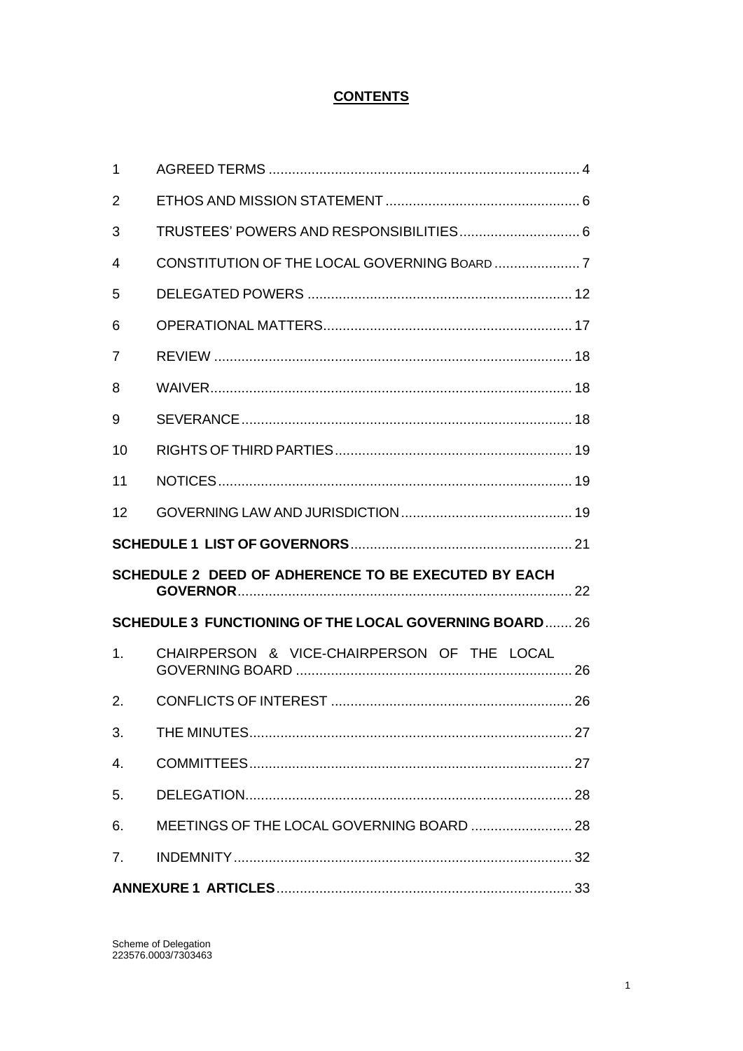# **CONTENTS**

| | | |
|---|---|---|
| 1 | AGREED TERMS | 4 |
| 2 | ETHOS AND MISSION STATEMENT | 6 |
| 3 | TRUSTEES' POWERS AND RESPONSIBILITIES | 6 |
| 4 | CONSTITUTION OF THE LOCAL GOVERNING BOARD | 7 |
| 5 | DELEGATED POWERS | 12 |
| 6 | OPERATIONAL MATTERS | 17 |
| 7 | REVIEW | 18 |
| 8 | WAIVER | 18 |
| 9 | SEVERANCE | 18 |
| 10 | RIGHTS OF THIRD PARTIES | 19 |
| 11 | NOTICES | 19 |
| 12 | GOVERNING LAW AND JURISDICTION | 19 |
| **SCHEDULE 1 LIST OF GOVERNORS** | | 21 |
| **SCHEDULE 2 DEED OF ADHERENCE TO BE EXECUTED BY EACH GOVERNOR** | | 22 |
| **SCHEDULE 3 FUNCTIONING OF THE LOCAL GOVERNING BOARD** | | 26 |
| 1. | CHAIRPERSON & VICE-CHAIRPERSON OF THE LOCAL GOVERNING BOARD | 26 |
| 2. | CONFLICTS OF INTEREST | 26 |
| 3. | THE MINUTES | 27 |
| 4. | COMMITTEES | 27 |
| 5. | DELEGATION | 28 |
| 6. | MEETINGS OF THE LOCAL GOVERNING BOARD | 28 |
| 7. | INDEMNITY | 32 |
| **ANNEXURE 1 ARTICLES** | | 33 |

Scheme of Delegation
223576.0003/7303463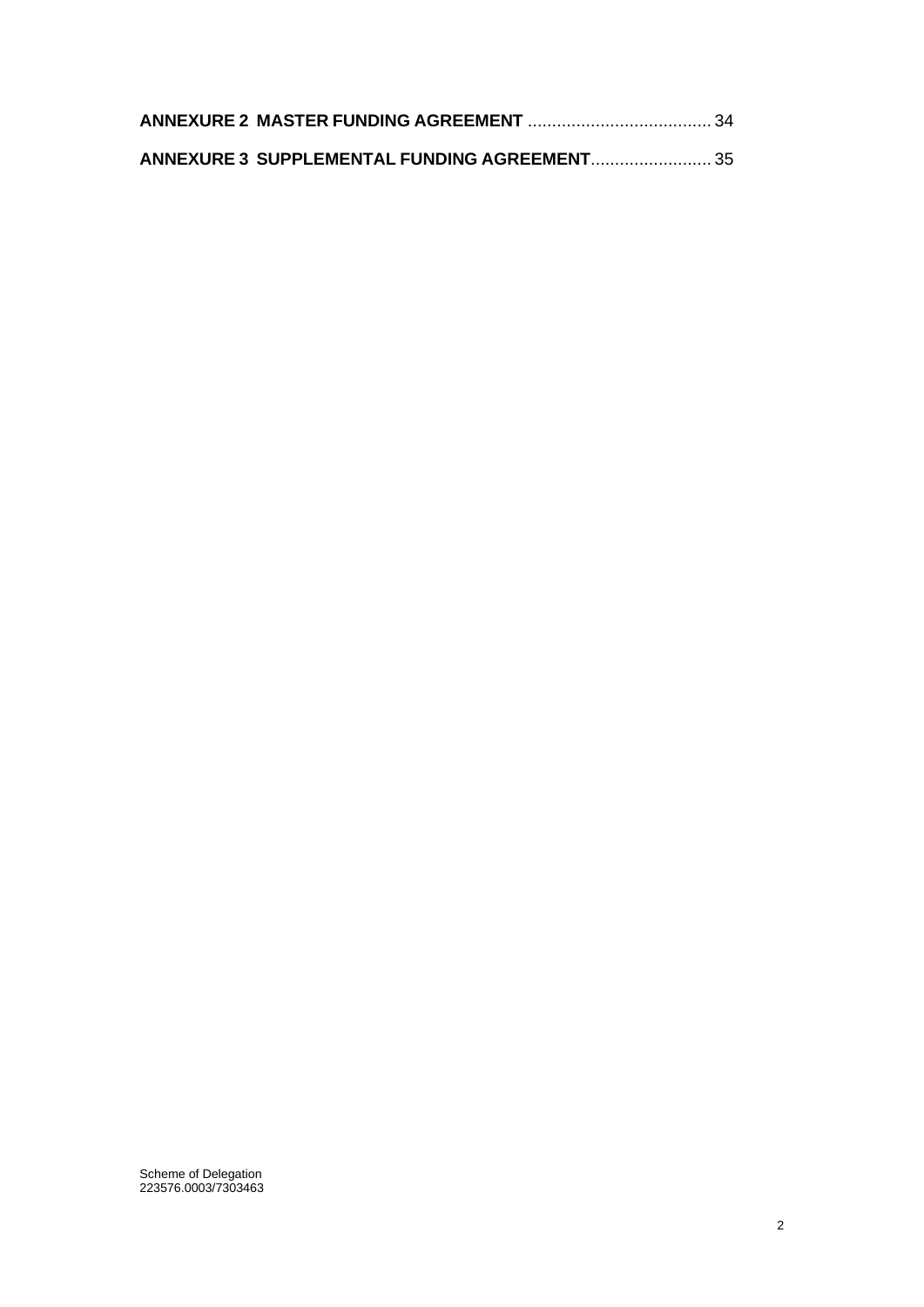**ANNEXURE 2 MASTER FUNDING AGREEMENT** ...................................... 34

**ANNEXURE 3 SUPPLEMENTAL FUNDING AGREEMENT**......................... 35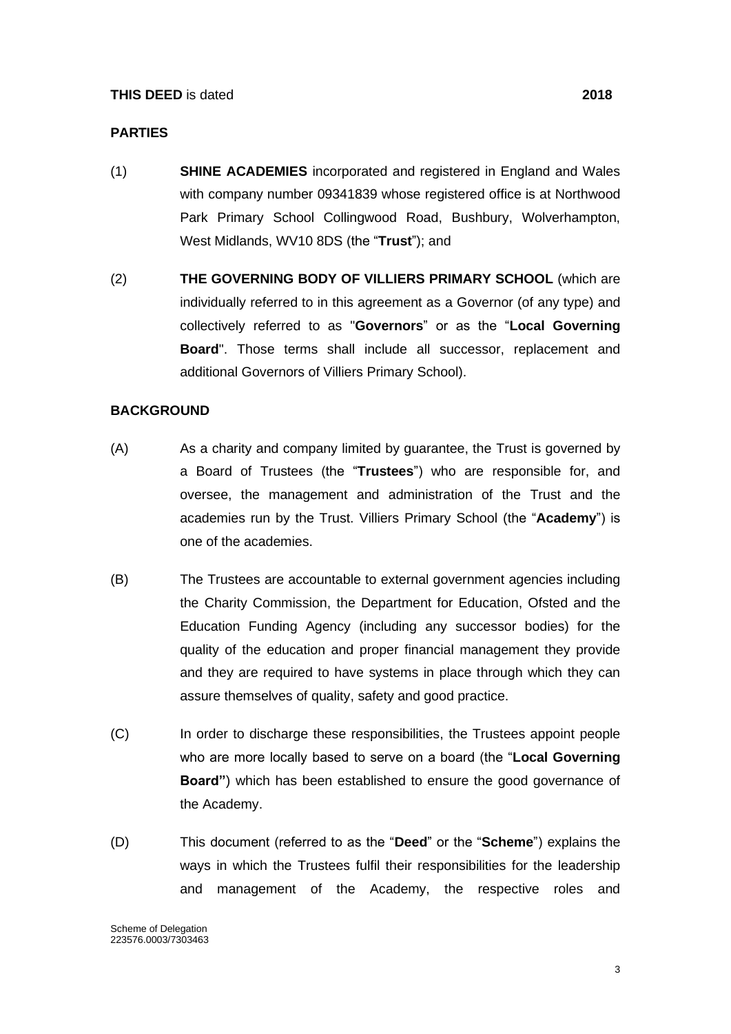**THIS DEED** is dated 2018

**PARTIES**

(1) **SHINE ACADEMIES** incorporated and registered in England and Wales with company number 09341839 whose registered office is at Northwood Park Primary School Collingwood Road, Bushbury, Wolverhampton, West Midlands, WV10 8DS (the "**Trust**"); and

(2) **THE GOVERNING BODY OF VILLIERS PRIMARY SCHOOL** (which are individually referred to in this agreement as a Governor (of any type) and collectively referred to as "**Governors**" or as the "**Local Governing Board**". Those terms shall include all successor, replacement and additional Governors of Villiers Primary School).

**BACKGROUND**

(A) As a charity and company limited by guarantee, the Trust is governed by a Board of Trustees (the "**Trustees**") who are responsible for, and oversee, the management and administration of the Trust and the academies run by the Trust. Villiers Primary School (the "**Academy**") is one of the academies.

(B) The Trustees are accountable to external government agencies including the Charity Commission, the Department for Education, Ofsted and the Education Funding Agency (including any successor bodies) for the quality of the education and proper financial management they provide and they are required to have systems in place through which they can assure themselves of quality, safety and good practice.

(C) In order to discharge these responsibilities, the Trustees appoint people who are more locally based to serve on a board (the "**Local Governing Board"**) which has been established to ensure the good governance of the Academy.

(D) This document (referred to as the "**Deed**" or the "**Scheme**") explains the ways in which the Trustees fulfil their responsibilities for the leadership and management of the Academy, the respective roles and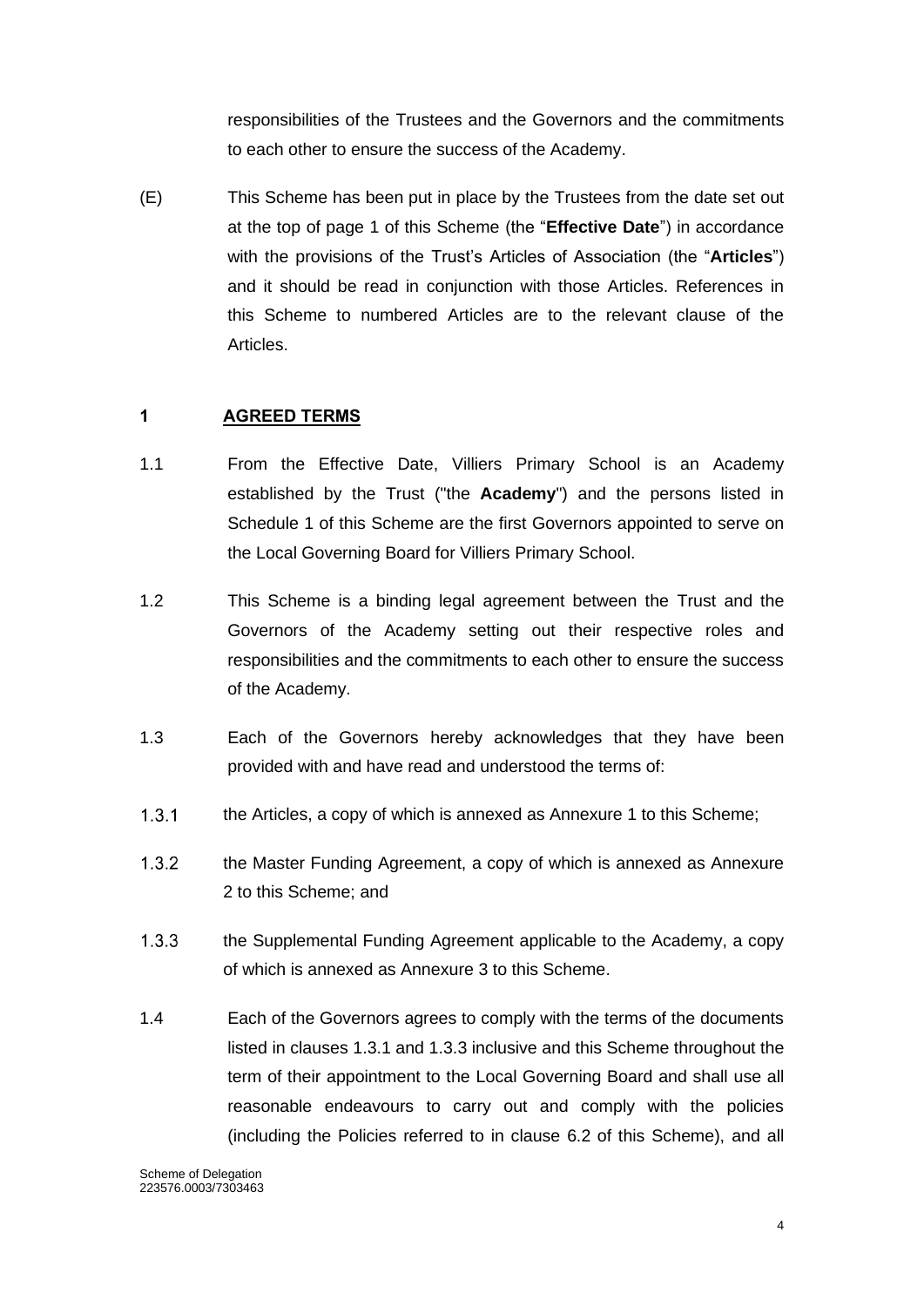responsibilities of the Trustees and the Governors and the commitments to each other to ensure the success of the Academy.

(E) This Scheme has been put in place by the Trustees from the date set out at the top of page 1 of this Scheme (the "**Effective Date**") in accordance with the provisions of the Trust's Articles of Association (the "**Articles**") and it should be read in conjunction with those Articles. References in this Scheme to numbered Articles are to the relevant clause of the Articles.

## 1 AGREED TERMS

1.1 From the Effective Date, Villiers Primary School is an Academy established by the Trust ("the **Academy**") and the persons listed in Schedule 1 of this Scheme are the first Governors appointed to serve on the Local Governing Board for Villiers Primary School.

1.2 This Scheme is a binding legal agreement between the Trust and the Governors of the Academy setting out their respective roles and responsibilities and the commitments to each other to ensure the success of the Academy.

1.3 Each of the Governors hereby acknowledges that they have been provided with and have read and understood the terms of:

1.3.1 the Articles, a copy of which is annexed as Annexure 1 to this Scheme;

1.3.2 the Master Funding Agreement, a copy of which is annexed as Annexure 2 to this Scheme; and

1.3.3 the Supplemental Funding Agreement applicable to the Academy, a copy of which is annexed as Annexure 3 to this Scheme.

1.4 Each of the Governors agrees to comply with the terms of the documents listed in clauses 1.3.1 and 1.3.3 inclusive and this Scheme throughout the term of their appointment to the Local Governing Board and shall use all reasonable endeavours to carry out and comply with the policies (including the Policies referred to in clause 6.2 of this Scheme), and all

Scheme of Delegation
223576.0003/7303463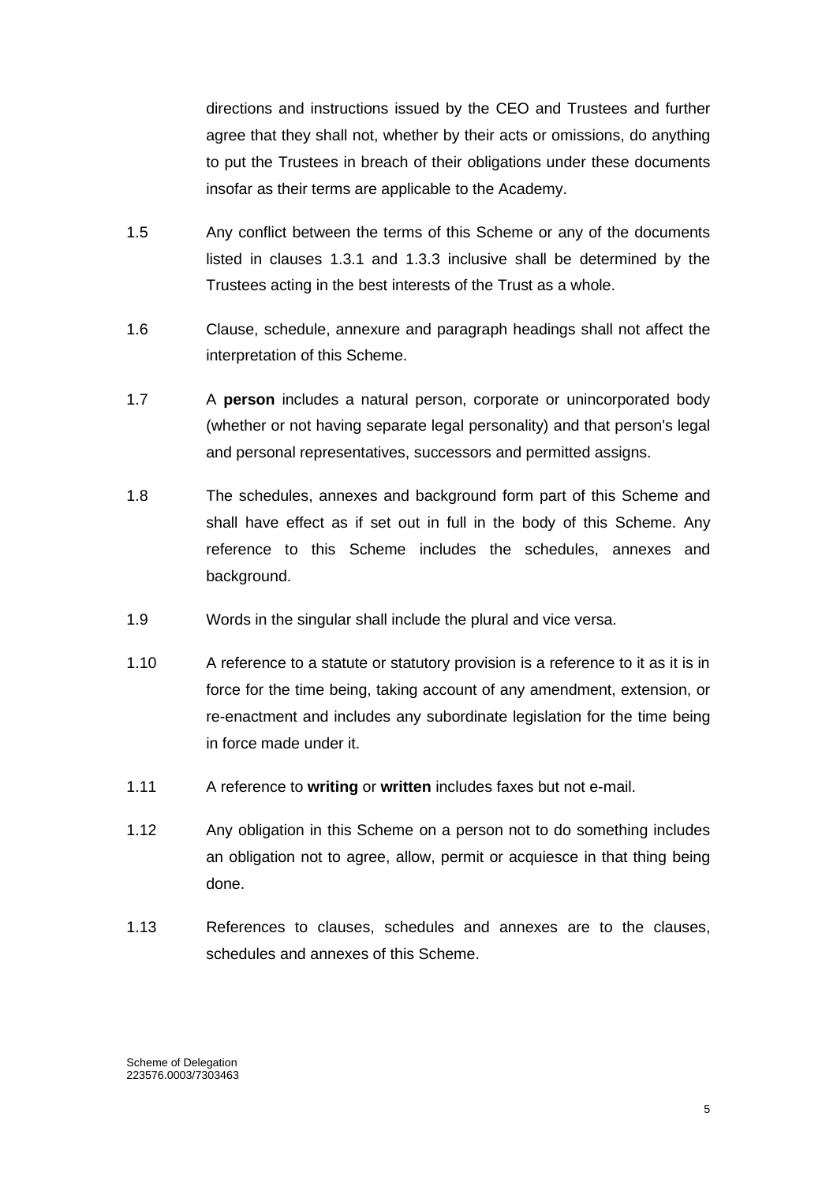directions and instructions issued by the CEO and Trustees and further agree that they shall not, whether by their acts or omissions, do anything to put the Trustees in breach of their obligations under these documents insofar as their terms are applicable to the Academy.

1.5 Any conflict between the terms of this Scheme or any of the documents listed in clauses 1.3.1 and 1.3.3 inclusive shall be determined by the Trustees acting in the best interests of the Trust as a whole.

1.6 Clause, schedule, annexure and paragraph headings shall not affect the interpretation of this Scheme.

1.7 A **person** includes a natural person, corporate or unincorporated body (whether or not having separate legal personality) and that person's legal and personal representatives, successors and permitted assigns.

1.8 The schedules, annexes and background form part of this Scheme and shall have effect as if set out in full in the body of this Scheme. Any reference to this Scheme includes the schedules, annexes and background.

1.9 Words in the singular shall include the plural and vice versa.

1.10 A reference to a statute or statutory provision is a reference to it as it is in force for the time being, taking account of any amendment, extension, or re-enactment and includes any subordinate legislation for the time being in force made under it.

1.11 A reference to **writing** or **written** includes faxes but not e-mail.

1.12 Any obligation in this Scheme on a person not to do something includes an obligation not to agree, allow, permit or acquiesce in that thing being done.

1.13 References to clauses, schedules and annexes are to the clauses, schedules and annexes of this Scheme.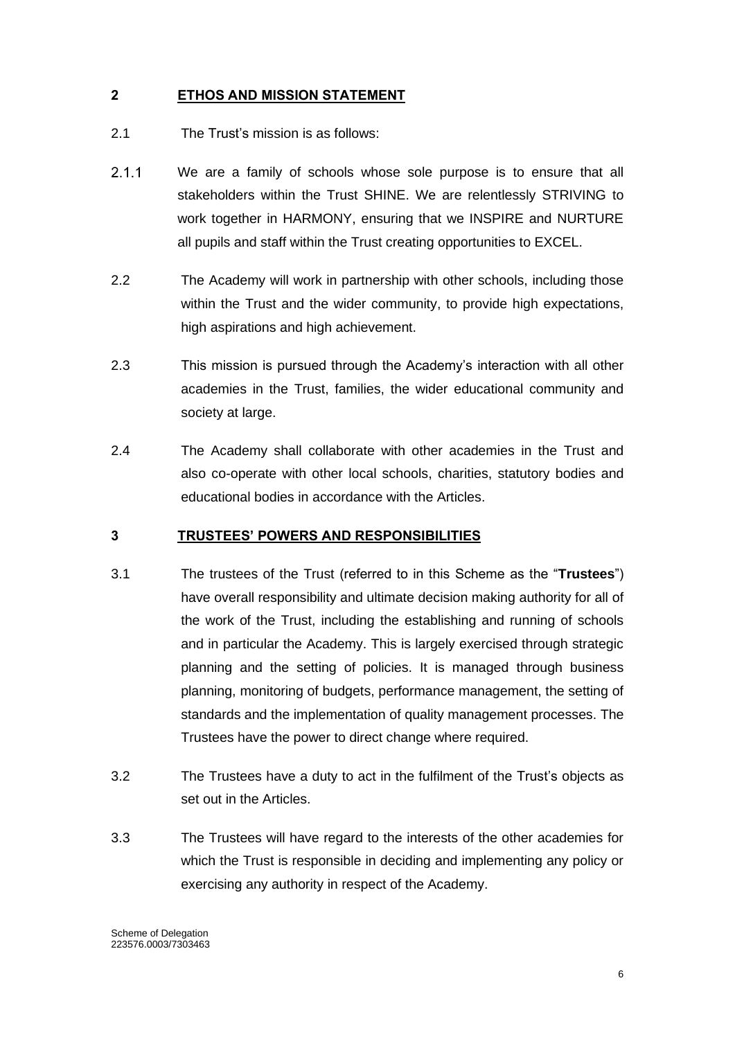## 2 **ETHOS AND MISSION STATEMENT**

2.1 The Trust's mission is as follows:

2.1.1 We are a family of schools whose sole purpose is to ensure that all stakeholders within the Trust SHINE. We are relentlessly STRIVING to work together in HARMONY, ensuring that we INSPIRE and NURTURE all pupils and staff within the Trust creating opportunities to EXCEL.

2.2 The Academy will work in partnership with other schools, including those within the Trust and the wider community, to provide high expectations, high aspirations and high achievement.

2.3 This mission is pursued through the Academy's interaction with all other academies in the Trust, families, the wider educational community and society at large.

2.4 The Academy shall collaborate with other academies in the Trust and also co-operate with other local schools, charities, statutory bodies and educational bodies in accordance with the Articles.

## 3 **TRUSTEES' POWERS AND RESPONSIBILITIES**

3.1 The trustees of the Trust (referred to in this Scheme as the "**Trustees**") have overall responsibility and ultimate decision making authority for all of the work of the Trust, including the establishing and running of schools and in particular the Academy. This is largely exercised through strategic planning and the setting of policies. It is managed through business planning, monitoring of budgets, performance management, the setting of standards and the implementation of quality management processes. The Trustees have the power to direct change where required.

3.2 The Trustees have a duty to act in the fulfilment of the Trust's objects as set out in the Articles.

3.3 The Trustees will have regard to the interests of the other academies for which the Trust is responsible in deciding and implementing any policy or exercising any authority in respect of the Academy.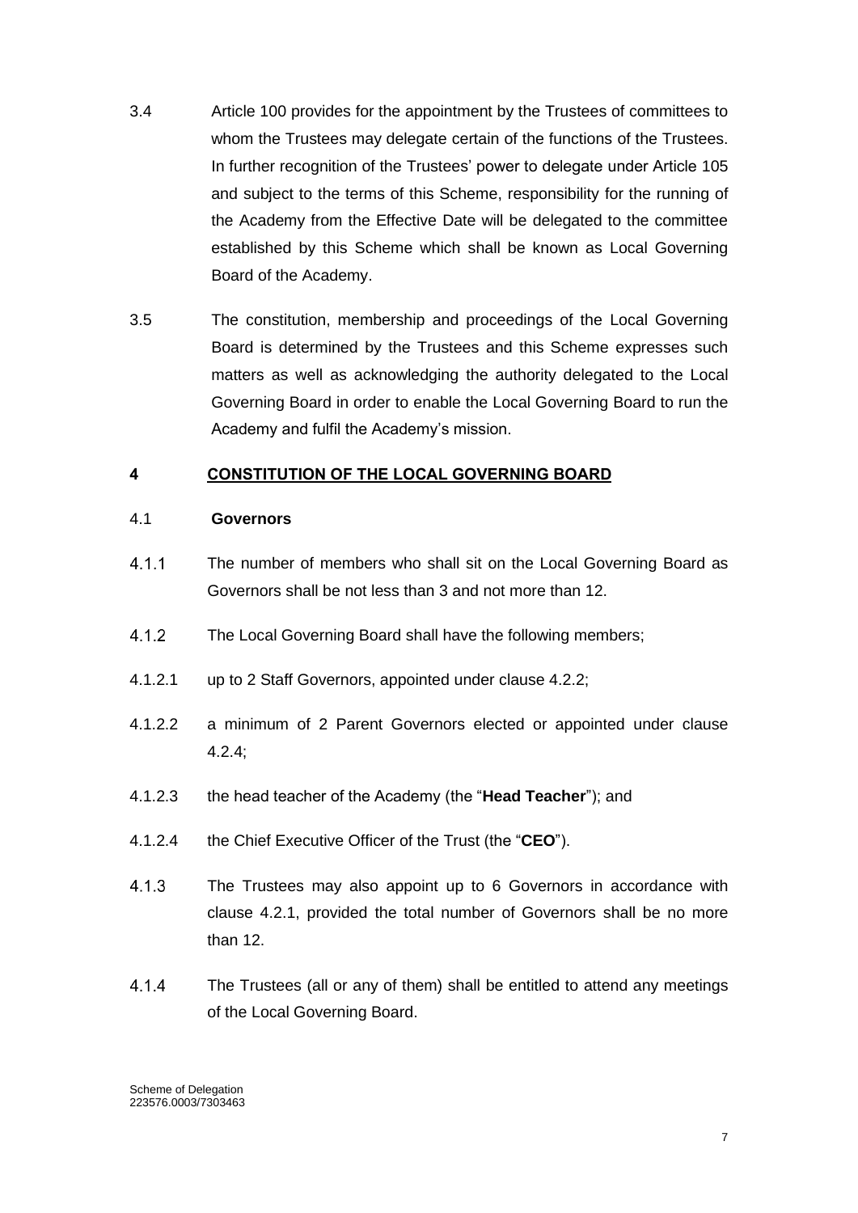3.4 Article 100 provides for the appointment by the Trustees of committees to whom the Trustees may delegate certain of the functions of the Trustees. In further recognition of the Trustees' power to delegate under Article 105 and subject to the terms of this Scheme, responsibility for the running of the Academy from the Effective Date will be delegated to the committee established by this Scheme which shall be known as Local Governing Board of the Academy.

3.5 The constitution, membership and proceedings of the Local Governing Board is determined by the Trustees and this Scheme expresses such matters as well as acknowledging the authority delegated to the Local Governing Board in order to enable the Local Governing Board to run the Academy and fulfil the Academy's mission.

## 4 CONSTITUTION OF THE LOCAL GOVERNING BOARD

### 4.1 Governors

4.1.1 The number of members who shall sit on the Local Governing Board as Governors shall be not less than 3 and not more than 12.

4.1.2 The Local Governing Board shall have the following members;

4.1.2.1 up to 2 Staff Governors, appointed under clause 4.2.2;

4.1.2.2 a minimum of 2 Parent Governors elected or appointed under clause 4.2.4;

4.1.2.3 the head teacher of the Academy (the "**Head Teacher**"); and

4.1.2.4 the Chief Executive Officer of the Trust (the "**CEO**").

4.1.3 The Trustees may also appoint up to 6 Governors in accordance with clause 4.2.1, provided the total number of Governors shall be no more than 12.

4.1.4 The Trustees (all or any of them) shall be entitled to attend any meetings of the Local Governing Board.

Scheme of Delegation
223576.0003/7303463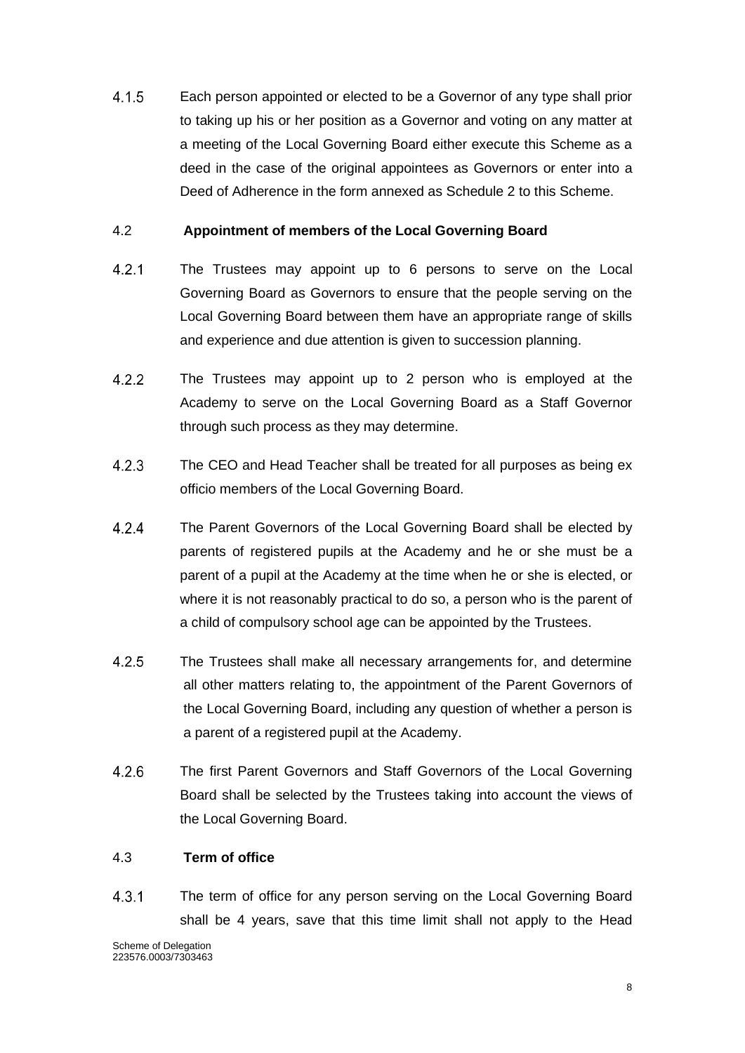4.1.5 Each person appointed or elected to be a Governor of any type shall prior to taking up his or her position as a Governor and voting on any matter at a meeting of the Local Governing Board either execute this Scheme as a deed in the case of the original appointees as Governors or enter into a Deed of Adherence in the form annexed as Schedule 2 to this Scheme.

4.2 **Appointment of members of the Local Governing Board**

4.2.1 The Trustees may appoint up to 6 persons to serve on the Local Governing Board as Governors to ensure that the people serving on the Local Governing Board between them have an appropriate range of skills and experience and due attention is given to succession planning.

4.2.2 The Trustees may appoint up to 2 person who is employed at the Academy to serve on the Local Governing Board as a Staff Governor through such process as they may determine.

4.2.3 The CEO and Head Teacher shall be treated for all purposes as being ex officio members of the Local Governing Board.

4.2.4 The Parent Governors of the Local Governing Board shall be elected by parents of registered pupils at the Academy and he or she must be a parent of a pupil at the Academy at the time when he or she is elected, or where it is not reasonably practical to do so, a person who is the parent of a child of compulsory school age can be appointed by the Trustees.

4.2.5 The Trustees shall make all necessary arrangements for, and determine all other matters relating to, the appointment of the Parent Governors of the Local Governing Board, including any question of whether a person is a parent of a registered pupil at the Academy.

4.2.6 The first Parent Governors and Staff Governors of the Local Governing Board shall be selected by the Trustees taking into account the views of the Local Governing Board.

4.3 **Term of office**

4.3.1 The term of office for any person serving on the Local Governing Board shall be 4 years, save that this time limit shall not apply to the Head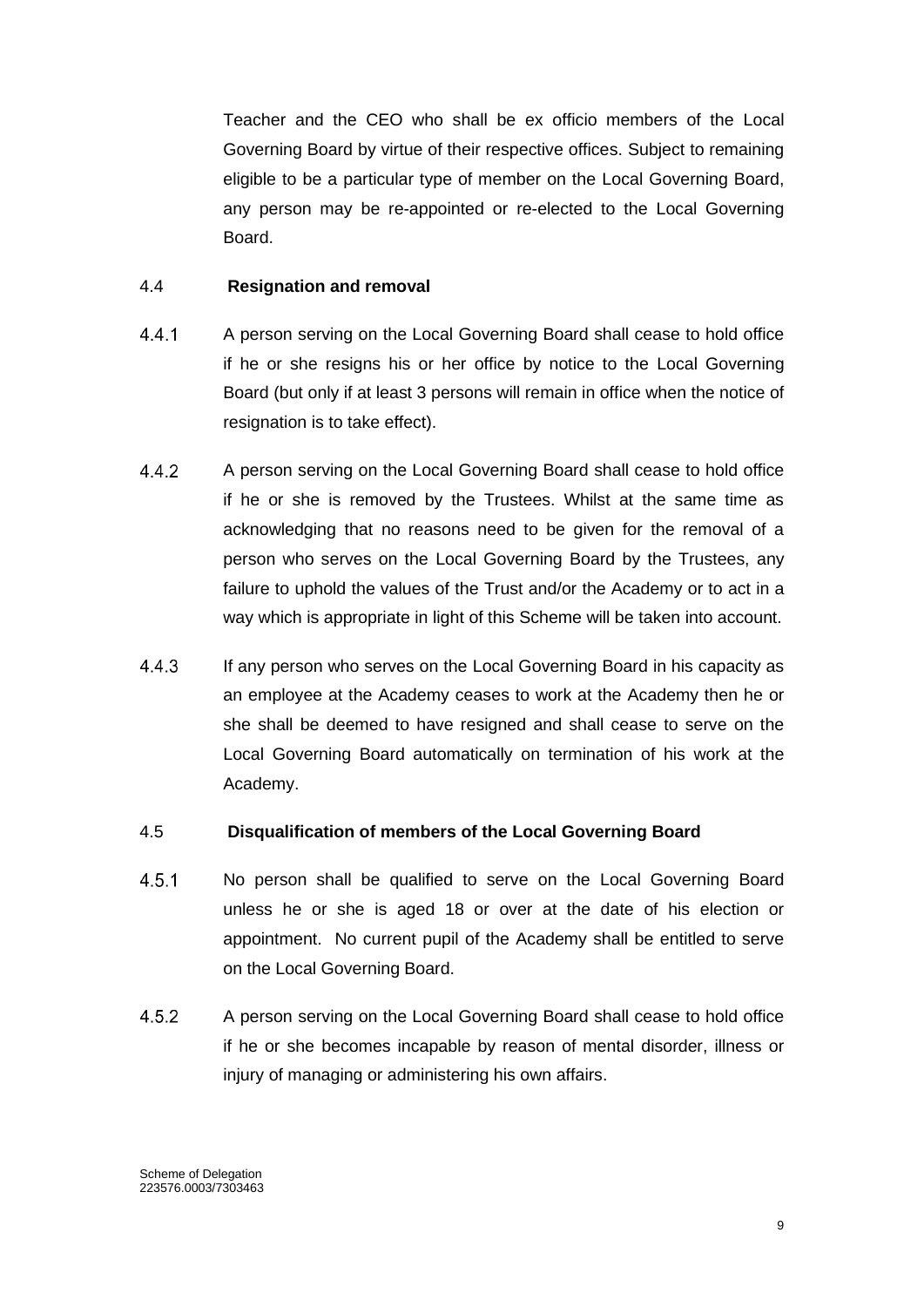Teacher and the CEO who shall be ex officio members of the Local Governing Board by virtue of their respective offices. Subject to remaining eligible to be a particular type of member on the Local Governing Board, any person may be re-appointed or re-elected to the Local Governing Board.

4.4 **Resignation and removal**

4.4.1 A person serving on the Local Governing Board shall cease to hold office if he or she resigns his or her office by notice to the Local Governing Board (but only if at least 3 persons will remain in office when the notice of resignation is to take effect).

4.4.2 A person serving on the Local Governing Board shall cease to hold office if he or she is removed by the Trustees. Whilst at the same time as acknowledging that no reasons need to be given for the removal of a person who serves on the Local Governing Board by the Trustees, any failure to uphold the values of the Trust and/or the Academy or to act in a way which is appropriate in light of this Scheme will be taken into account.

4.4.3 If any person who serves on the Local Governing Board in his capacity as an employee at the Academy ceases to work at the Academy then he or she shall be deemed to have resigned and shall cease to serve on the Local Governing Board automatically on termination of his work at the Academy.

4.5 **Disqualification of members of the Local Governing Board**

4.5.1 No person shall be qualified to serve on the Local Governing Board unless he or she is aged 18 or over at the date of his election or appointment. No current pupil of the Academy shall be entitled to serve on the Local Governing Board.

4.5.2 A person serving on the Local Governing Board shall cease to hold office if he or she becomes incapable by reason of mental disorder, illness or injury of managing or administering his own affairs.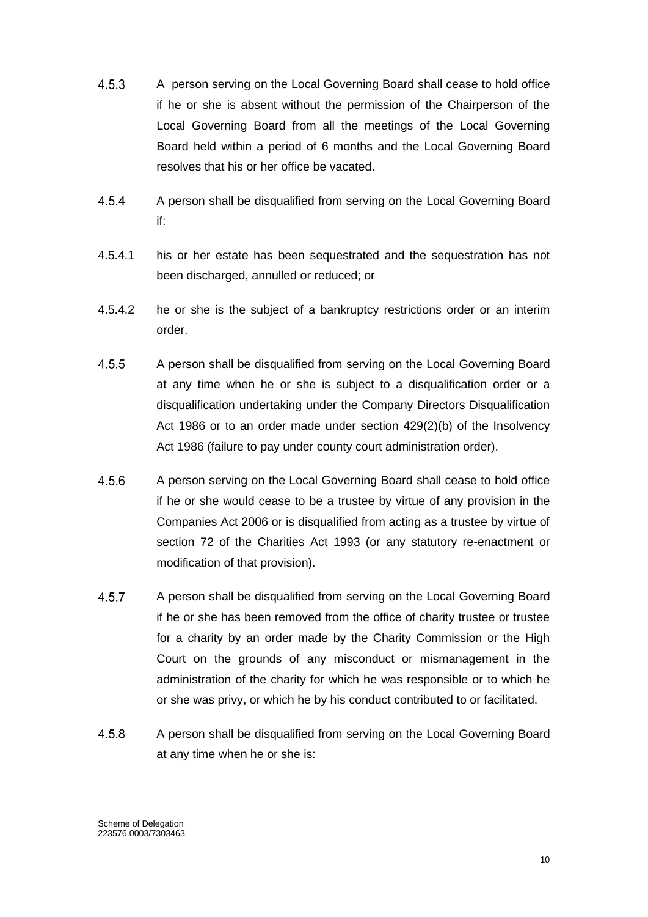4.5.3 A person serving on the Local Governing Board shall cease to hold office if he or she is absent without the permission of the Chairperson of the Local Governing Board from all the meetings of the Local Governing Board held within a period of 6 months and the Local Governing Board resolves that his or her office be vacated.

4.5.4 A person shall be disqualified from serving on the Local Governing Board if:

4.5.4.1 his or her estate has been sequestrated and the sequestration has not been discharged, annulled or reduced; or

4.5.4.2 he or she is the subject of a bankruptcy restrictions order or an interim order.

4.5.5 A person shall be disqualified from serving on the Local Governing Board at any time when he or she is subject to a disqualification order or a disqualification undertaking under the Company Directors Disqualification Act 1986 or to an order made under section 429(2)(b) of the Insolvency Act 1986 (failure to pay under county court administration order).

4.5.6 A person serving on the Local Governing Board shall cease to hold office if he or she would cease to be a trustee by virtue of any provision in the Companies Act 2006 or is disqualified from acting as a trustee by virtue of section 72 of the Charities Act 1993 (or any statutory re-enactment or modification of that provision).

4.5.7 A person shall be disqualified from serving on the Local Governing Board if he or she has been removed from the office of charity trustee or trustee for a charity by an order made by the Charity Commission or the High Court on the grounds of any misconduct or mismanagement in the administration of the charity for which he was responsible or to which he or she was privy, or which he by his conduct contributed to or facilitated.

4.5.8 A person shall be disqualified from serving on the Local Governing Board at any time when he or she is: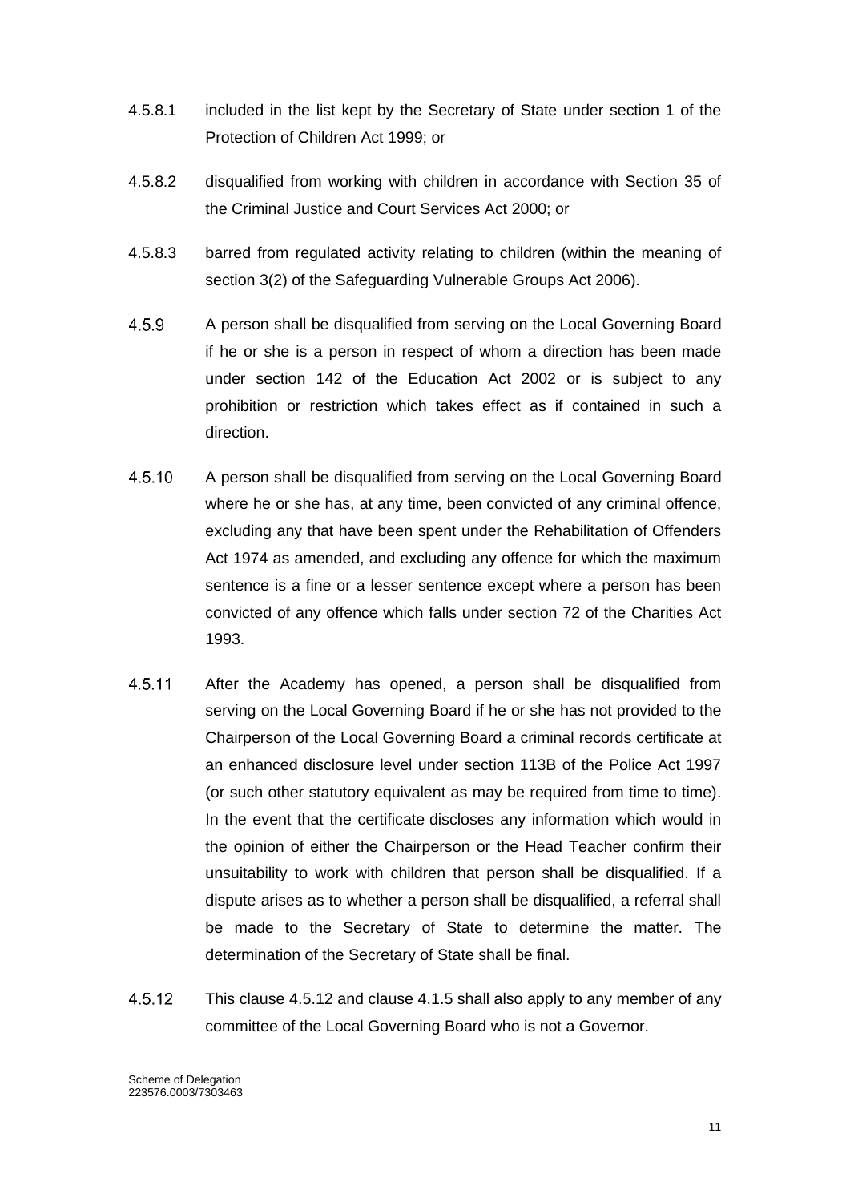4.5.8.1 included in the list kept by the Secretary of State under section 1 of the Protection of Children Act 1999; or

4.5.8.2 disqualified from working with children in accordance with Section 35 of the Criminal Justice and Court Services Act 2000; or

4.5.8.3 barred from regulated activity relating to children (within the meaning of section 3(2) of the Safeguarding Vulnerable Groups Act 2006).

4.5.9 A person shall be disqualified from serving on the Local Governing Board if he or she is a person in respect of whom a direction has been made under section 142 of the Education Act 2002 or is subject to any prohibition or restriction which takes effect as if contained in such a direction.

4.5.10 A person shall be disqualified from serving on the Local Governing Board where he or she has, at any time, been convicted of any criminal offence, excluding any that have been spent under the Rehabilitation of Offenders Act 1974 as amended, and excluding any offence for which the maximum sentence is a fine or a lesser sentence except where a person has been convicted of any offence which falls under section 72 of the Charities Act 1993.

4.5.11 After the Academy has opened, a person shall be disqualified from serving on the Local Governing Board if he or she has not provided to the Chairperson of the Local Governing Board a criminal records certificate at an enhanced disclosure level under section 113B of the Police Act 1997 (or such other statutory equivalent as may be required from time to time). In the event that the certificate discloses any information which would in the opinion of either the Chairperson or the Head Teacher confirm their unsuitability to work with children that person shall be disqualified. If a dispute arises as to whether a person shall be disqualified, a referral shall be made to the Secretary of State to determine the matter. The determination of the Secretary of State shall be final.

4.5.12 This clause 4.5.12 and clause 4.1.5 shall also apply to any member of any committee of the Local Governing Board who is not a Governor.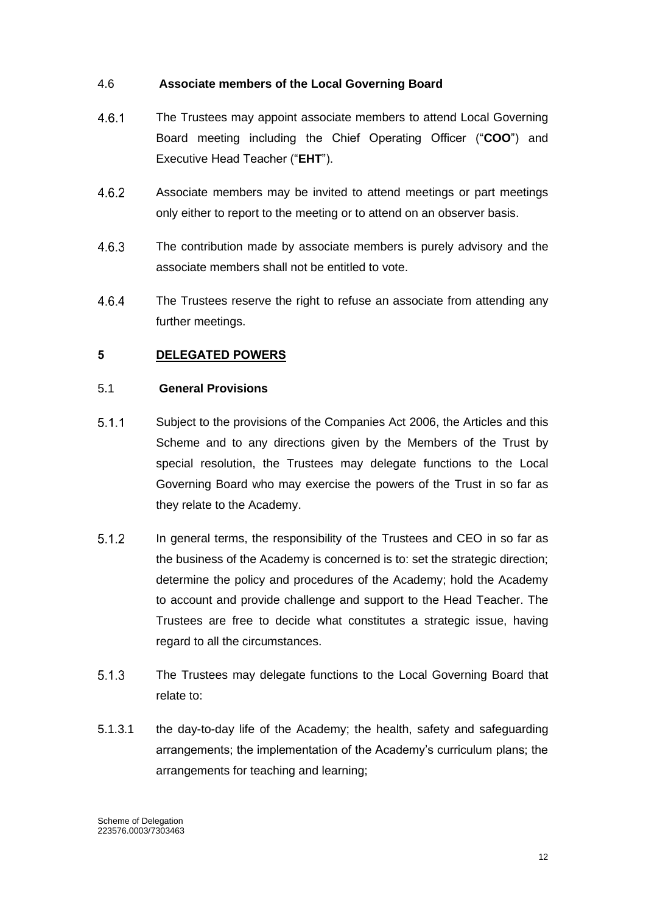### 4.6 Associate members of the Local Governing Board

4.6.1 The Trustees may appoint associate members to attend Local Governing Board meeting including the Chief Operating Officer ("**COO**") and Executive Head Teacher ("**EHT**").

4.6.2 Associate members may be invited to attend meetings or part meetings only either to report to the meeting or to attend on an observer basis.

4.6.3 The contribution made by associate members is purely advisory and the associate members shall not be entitled to vote.

4.6.4 The Trustees reserve the right to refuse an associate from attending any further meetings.

## 5 DELEGATED POWERS

### 5.1 General Provisions

5.1.1 Subject to the provisions of the Companies Act 2006, the Articles and this Scheme and to any directions given by the Members of the Trust by special resolution, the Trustees may delegate functions to the Local Governing Board who may exercise the powers of the Trust in so far as they relate to the Academy.

5.1.2 In general terms, the responsibility of the Trustees and CEO in so far as the business of the Academy is concerned is to: set the strategic direction; determine the policy and procedures of the Academy; hold the Academy to account and provide challenge and support to the Head Teacher. The Trustees are free to decide what constitutes a strategic issue, having regard to all the circumstances.

5.1.3 The Trustees may delegate functions to the Local Governing Board that relate to:

5.1.3.1 the day-to-day life of the Academy; the health, safety and safeguarding arrangements; the implementation of the Academy's curriculum plans; the arrangements for teaching and learning;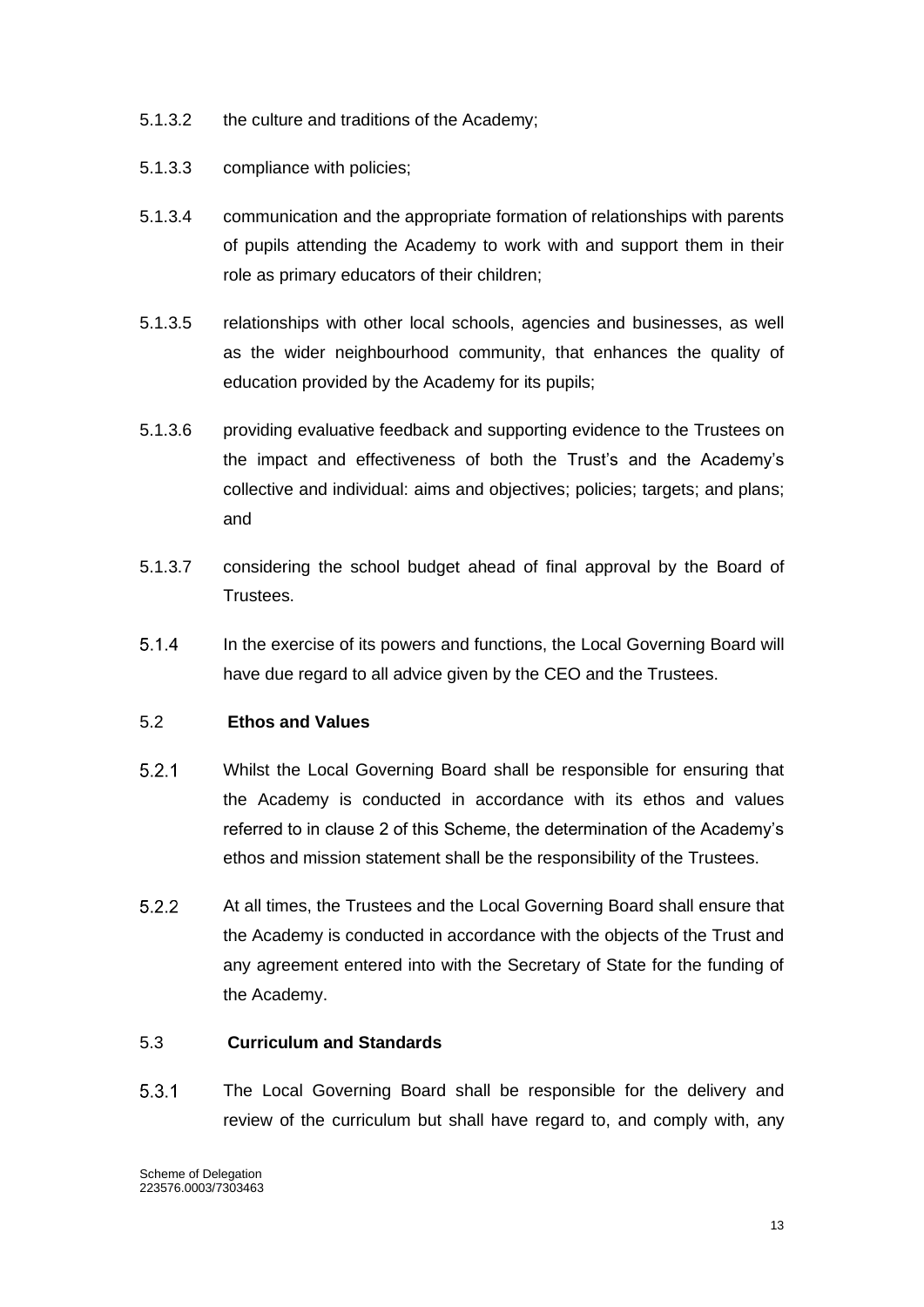5.1.3.2 the culture and traditions of the Academy;

5.1.3.3 compliance with policies;

5.1.3.4 communication and the appropriate formation of relationships with parents of pupils attending the Academy to work with and support them in their role as primary educators of their children;

5.1.3.5 relationships with other local schools, agencies and businesses, as well as the wider neighbourhood community, that enhances the quality of education provided by the Academy for its pupils;

5.1.3.6 providing evaluative feedback and supporting evidence to the Trustees on the impact and effectiveness of both the Trust's and the Academy's collective and individual: aims and objectives; policies; targets; and plans; and

5.1.3.7 considering the school budget ahead of final approval by the Board of Trustees.

5.1.4 In the exercise of its powers and functions, the Local Governing Board will have due regard to all advice given by the CEO and the Trustees.

5.2 **Ethos and Values**

5.2.1 Whilst the Local Governing Board shall be responsible for ensuring that the Academy is conducted in accordance with its ethos and values referred to in clause 2 of this Scheme, the determination of the Academy's ethos and mission statement shall be the responsibility of the Trustees.

5.2.2 At all times, the Trustees and the Local Governing Board shall ensure that the Academy is conducted in accordance with the objects of the Trust and any agreement entered into with the Secretary of State for the funding of the Academy.

5.3 **Curriculum and Standards**

5.3.1 The Local Governing Board shall be responsible for the delivery and review of the curriculum but shall have regard to, and comply with, any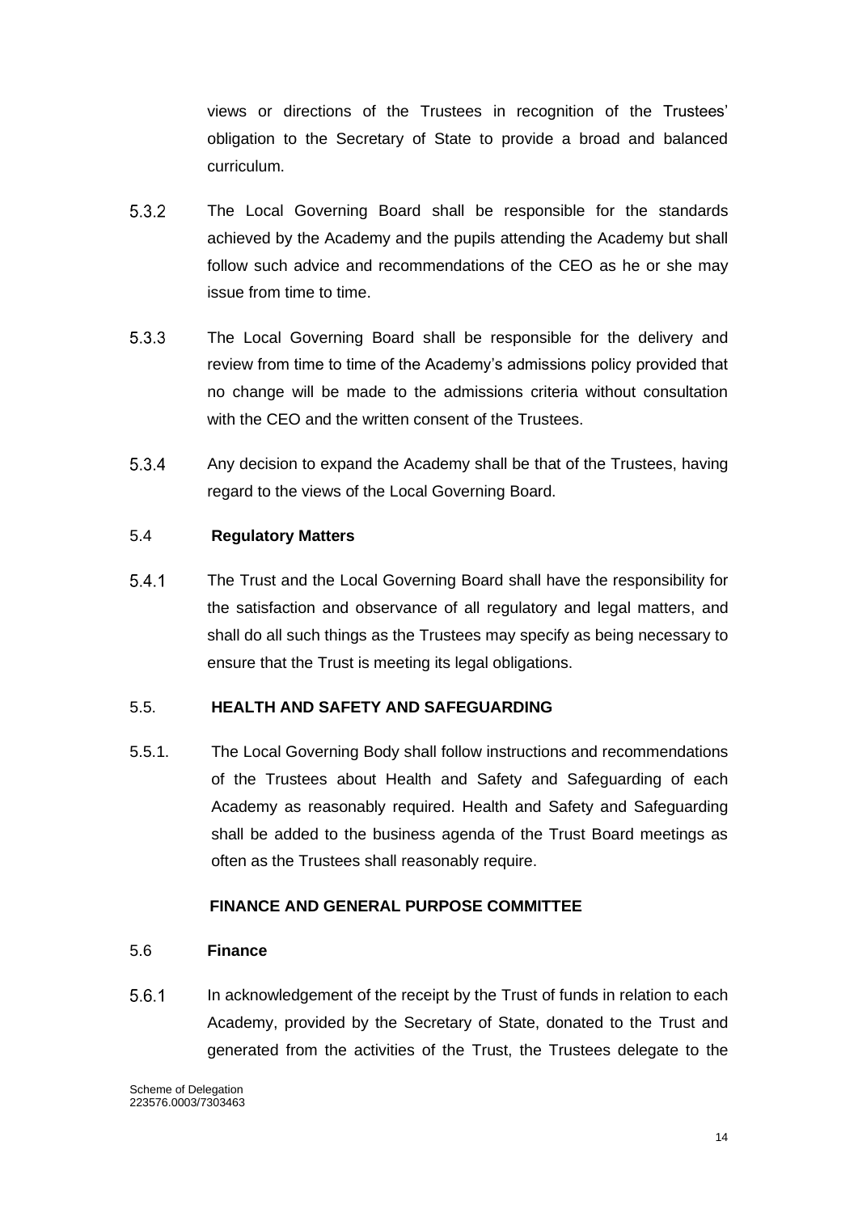views or directions of the Trustees in recognition of the Trustees' obligation to the Secretary of State to provide a broad and balanced curriculum.

5.3.2 The Local Governing Board shall be responsible for the standards achieved by the Academy and the pupils attending the Academy but shall follow such advice and recommendations of the CEO as he or she may issue from time to time.

5.3.3 The Local Governing Board shall be responsible for the delivery and review from time to time of the Academy's admissions policy provided that no change will be made to the admissions criteria without consultation with the CEO and the written consent of the Trustees.

5.3.4 Any decision to expand the Academy shall be that of the Trustees, having regard to the views of the Local Governing Board.

#### 5.4 **Regulatory Matters**

5.4.1 The Trust and the Local Governing Board shall have the responsibility for the satisfaction and observance of all regulatory and legal matters, and shall do all such things as the Trustees may specify as being necessary to ensure that the Trust is meeting its legal obligations.

#### 5.5. **HEALTH AND SAFETY AND SAFEGUARDING**

5.5.1. The Local Governing Body shall follow instructions and recommendations of the Trustees about Health and Safety and Safeguarding of each Academy as reasonably required. Health and Safety and Safeguarding shall be added to the business agenda of the Trust Board meetings as often as the Trustees shall reasonably require.

### **FINANCE AND GENERAL PURPOSE COMMITTEE**

#### 5.6 **Finance**

5.6.1 In acknowledgement of the receipt by the Trust of funds in relation to each Academy, provided by the Secretary of State, donated to the Trust and generated from the activities of the Trust, the Trustees delegate to the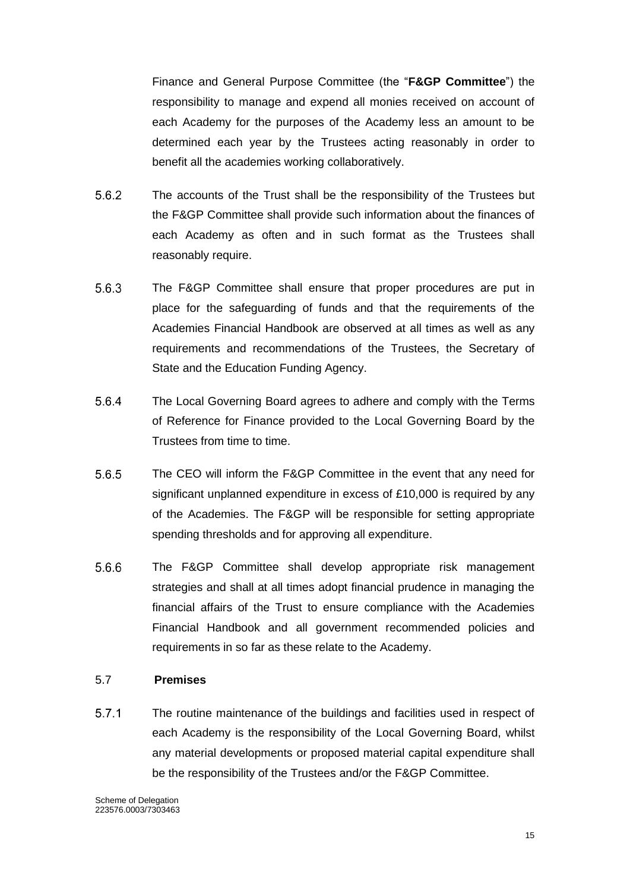Finance and General Purpose Committee (the "**F&GP Committee**") the responsibility to manage and expend all monies received on account of each Academy for the purposes of the Academy less an amount to be determined each year by the Trustees acting reasonably in order to benefit all the academies working collaboratively.

5.6.2 The accounts of the Trust shall be the responsibility of the Trustees but the F&GP Committee shall provide such information about the finances of each Academy as often and in such format as the Trustees shall reasonably require.

5.6.3 The F&GP Committee shall ensure that proper procedures are put in place for the safeguarding of funds and that the requirements of the Academies Financial Handbook are observed at all times as well as any requirements and recommendations of the Trustees, the Secretary of State and the Education Funding Agency.

5.6.4 The Local Governing Board agrees to adhere and comply with the Terms of Reference for Finance provided to the Local Governing Board by the Trustees from time to time.

5.6.5 The CEO will inform the F&GP Committee in the event that any need for significant unplanned expenditure in excess of £10,000 is required by any of the Academies. The F&GP will be responsible for setting appropriate spending thresholds and for approving all expenditure.

5.6.6 The F&GP Committee shall develop appropriate risk management strategies and shall at all times adopt financial prudence in managing the financial affairs of the Trust to ensure compliance with the Academies Financial Handbook and all government recommended policies and requirements in so far as these relate to the Academy.

### 5.7 Premises

5.7.1 The routine maintenance of the buildings and facilities used in respect of each Academy is the responsibility of the Local Governing Board, whilst any material developments or proposed material capital expenditure shall be the responsibility of the Trustees and/or the F&GP Committee.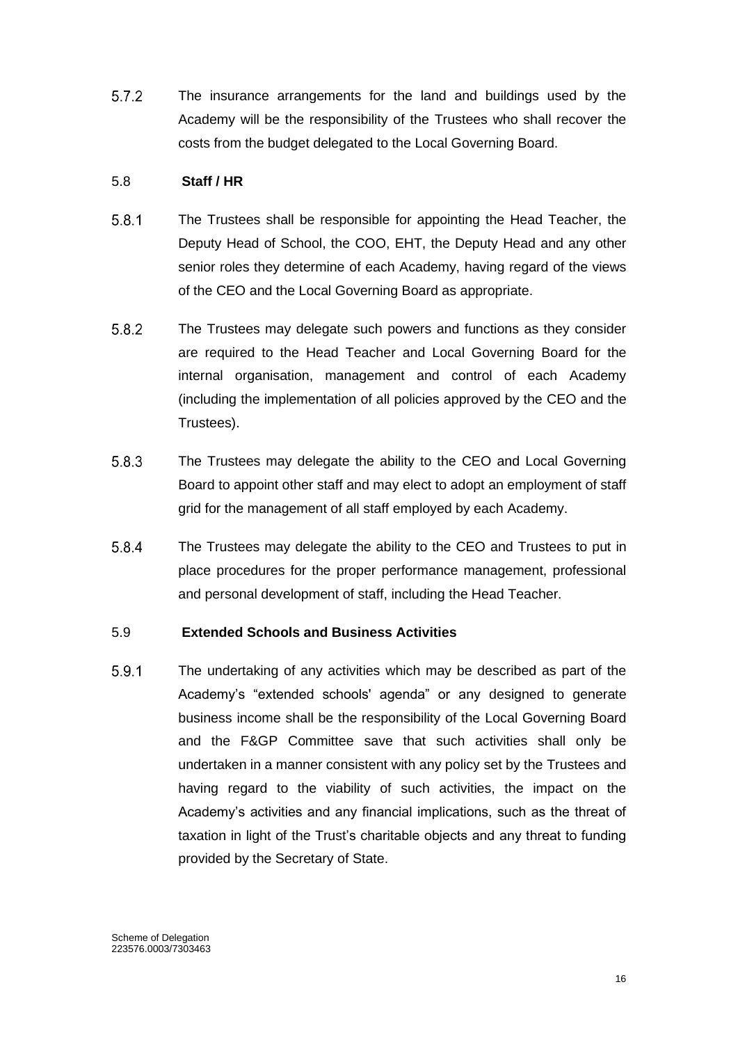5.7.2 The insurance arrangements for the land and buildings used by the Academy will be the responsibility of the Trustees who shall recover the costs from the budget delegated to the Local Governing Board.

5.8 **Staff / HR**

5.8.1 The Trustees shall be responsible for appointing the Head Teacher, the Deputy Head of School, the COO, EHT, the Deputy Head and any other senior roles they determine of each Academy, having regard of the views of the CEO and the Local Governing Board as appropriate.

5.8.2 The Trustees may delegate such powers and functions as they consider are required to the Head Teacher and Local Governing Board for the internal organisation, management and control of each Academy (including the implementation of all policies approved by the CEO and the Trustees).

5.8.3 The Trustees may delegate the ability to the CEO and Local Governing Board to appoint other staff and may elect to adopt an employment of staff grid for the management of all staff employed by each Academy.

5.8.4 The Trustees may delegate the ability to the CEO and Trustees to put in place procedures for the proper performance management, professional and personal development of staff, including the Head Teacher.

5.9 **Extended Schools and Business Activities**

5.9.1 The undertaking of any activities which may be described as part of the Academy's "extended schools' agenda" or any designed to generate business income shall be the responsibility of the Local Governing Board and the F&GP Committee save that such activities shall only be undertaken in a manner consistent with any policy set by the Trustees and having regard to the viability of such activities, the impact on the Academy's activities and any financial implications, such as the threat of taxation in light of the Trust's charitable objects and any threat to funding provided by the Secretary of State.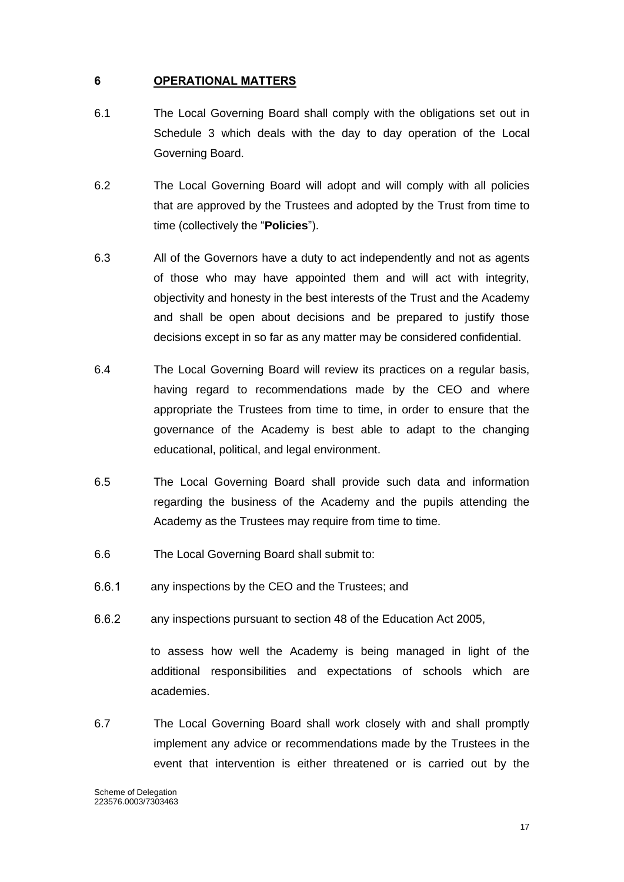## 6 OPERATIONAL MATTERS

6.1 The Local Governing Board shall comply with the obligations set out in Schedule 3 which deals with the day to day operation of the Local Governing Board.

6.2 The Local Governing Board will adopt and will comply with all policies that are approved by the Trustees and adopted by the Trust from time to time (collectively the "**Policies**").

6.3 All of the Governors have a duty to act independently and not as agents of those who may have appointed them and will act with integrity, objectivity and honesty in the best interests of the Trust and the Academy and shall be open about decisions and be prepared to justify those decisions except in so far as any matter may be considered confidential.

6.4 The Local Governing Board will review its practices on a regular basis, having regard to recommendations made by the CEO and where appropriate the Trustees from time to time, in order to ensure that the governance of the Academy is best able to adapt to the changing educational, political, and legal environment.

6.5 The Local Governing Board shall provide such data and information regarding the business of the Academy and the pupils attending the Academy as the Trustees may require from time to time.

6.6 The Local Governing Board shall submit to:

6.6.1 any inspections by the CEO and the Trustees; and

6.6.2 any inspections pursuant to section 48 of the Education Act 2005,

to assess how well the Academy is being managed in light of the additional responsibilities and expectations of schools which are academies.

6.7 The Local Governing Board shall work closely with and shall promptly implement any advice or recommendations made by the Trustees in the event that intervention is either threatened or is carried out by the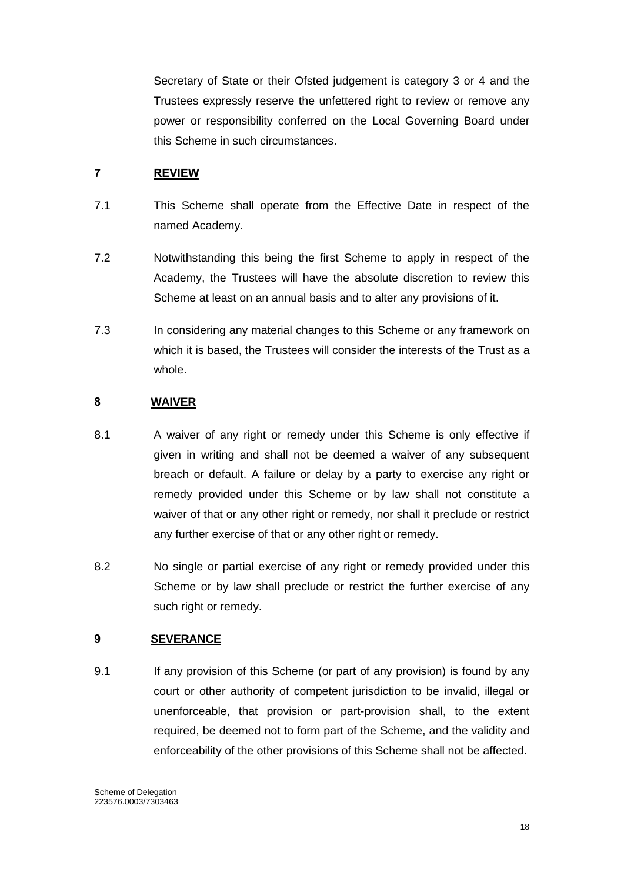Secretary of State or their Ofsted judgement is category 3 or 4 and the Trustees expressly reserve the unfettered right to review or remove any power or responsibility conferred on the Local Governing Board under this Scheme in such circumstances.

## 7 REVIEW

7.1 This Scheme shall operate from the Effective Date in respect of the named Academy.

7.2 Notwithstanding this being the first Scheme to apply in respect of the Academy, the Trustees will have the absolute discretion to review this Scheme at least on an annual basis and to alter any provisions of it.

7.3 In considering any material changes to this Scheme or any framework on which it is based, the Trustees will consider the interests of the Trust as a whole.

## 8 WAIVER

8.1 A waiver of any right or remedy under this Scheme is only effective if given in writing and shall not be deemed a waiver of any subsequent breach or default. A failure or delay by a party to exercise any right or remedy provided under this Scheme or by law shall not constitute a waiver of that or any other right or remedy, nor shall it preclude or restrict any further exercise of that or any other right or remedy.

8.2 No single or partial exercise of any right or remedy provided under this Scheme or by law shall preclude or restrict the further exercise of any such right or remedy.

## 9 SEVERANCE

9.1 If any provision of this Scheme (or part of any provision) is found by any court or other authority of competent jurisdiction to be invalid, illegal or unenforceable, that provision or part-provision shall, to the extent required, be deemed not to form part of the Scheme, and the validity and enforceability of the other provisions of this Scheme shall not be affected.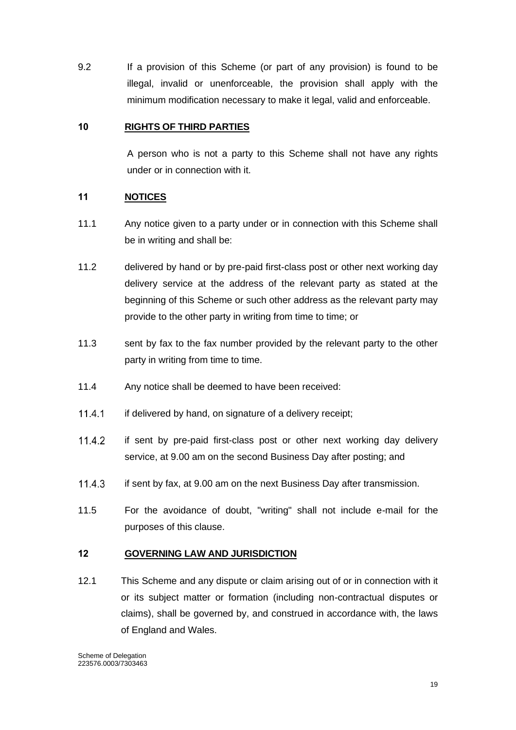9.2 If a provision of this Scheme (or part of any provision) is found to be illegal, invalid or unenforceable, the provision shall apply with the minimum modification necessary to make it legal, valid and enforceable.

## 10 RIGHTS OF THIRD PARTIES

A person who is not a party to this Scheme shall not have any rights under or in connection with it.

## 11 NOTICES

11.1 Any notice given to a party under or in connection with this Scheme shall be in writing and shall be:

11.2 delivered by hand or by pre-paid first-class post or other next working day delivery service at the address of the relevant party as stated at the beginning of this Scheme or such other address as the relevant party may provide to the other party in writing from time to time; or

11.3 sent by fax to the fax number provided by the relevant party to the other party in writing from time to time.

11.4 Any notice shall be deemed to have been received:

11.4.1 if delivered by hand, on signature of a delivery receipt;

11.4.2 if sent by pre-paid first-class post or other next working day delivery service, at 9.00 am on the second Business Day after posting; and

11.4.3 if sent by fax, at 9.00 am on the next Business Day after transmission.

11.5 For the avoidance of doubt, "writing" shall not include e-mail for the purposes of this clause.

## 12 GOVERNING LAW AND JURISDICTION

12.1 This Scheme and any dispute or claim arising out of or in connection with it or its subject matter or formation (including non-contractual disputes or claims), shall be governed by, and construed in accordance with, the laws of England and Wales.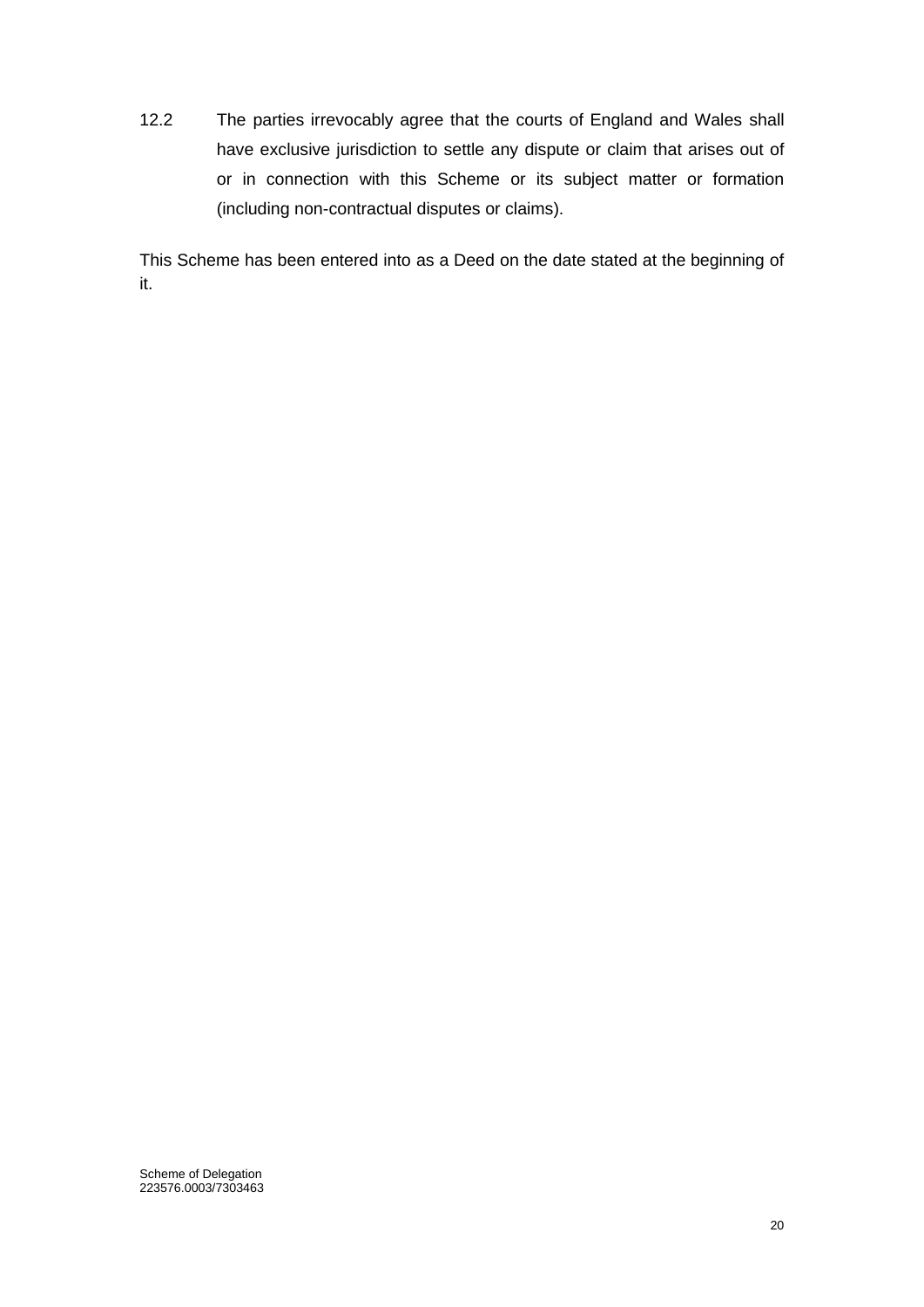12.2 The parties irrevocably agree that the courts of England and Wales shall have exclusive jurisdiction to settle any dispute or claim that arises out of or in connection with this Scheme or its subject matter or formation (including non-contractual disputes or claims).

This Scheme has been entered into as a Deed on the date stated at the beginning of it.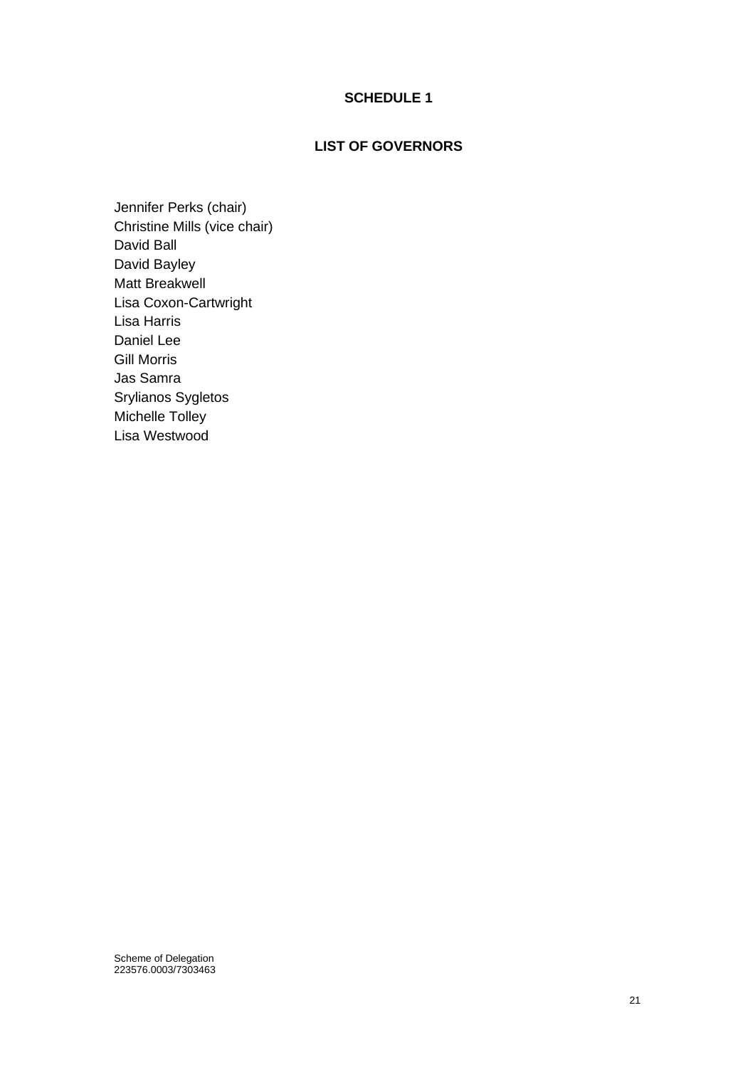## SCHEDULE 1

## LIST OF GOVERNORS

Jennifer Perks (chair)
Christine Mills (vice chair)
David Ball
David Bayley
Matt Breakwell
Lisa Coxon-Cartwright
Lisa Harris
Daniel Lee
Gill Morris
Jas Samra
Srylianos Sygletos
Michelle Tolley
Lisa Westwood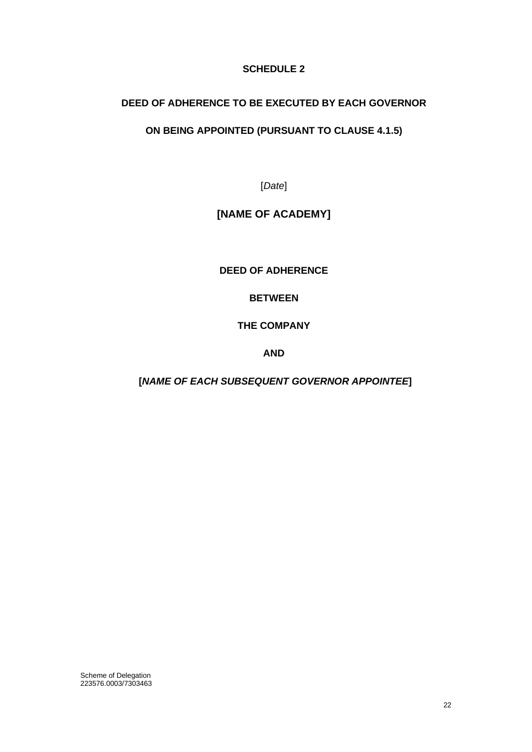**SCHEDULE 2**

**DEED OF ADHERENCE TO BE EXECUTED BY EACH GOVERNOR**

**ON BEING APPOINTED (PURSUANT TO CLAUSE 4.1.5)**

[*Date*]

**[NAME OF ACADEMY]**

**DEED OF ADHERENCE**

**BETWEEN**

**THE COMPANY**

**AND**

**[*NAME OF EACH SUBSEQUENT GOVERNOR APPOINTEE*]**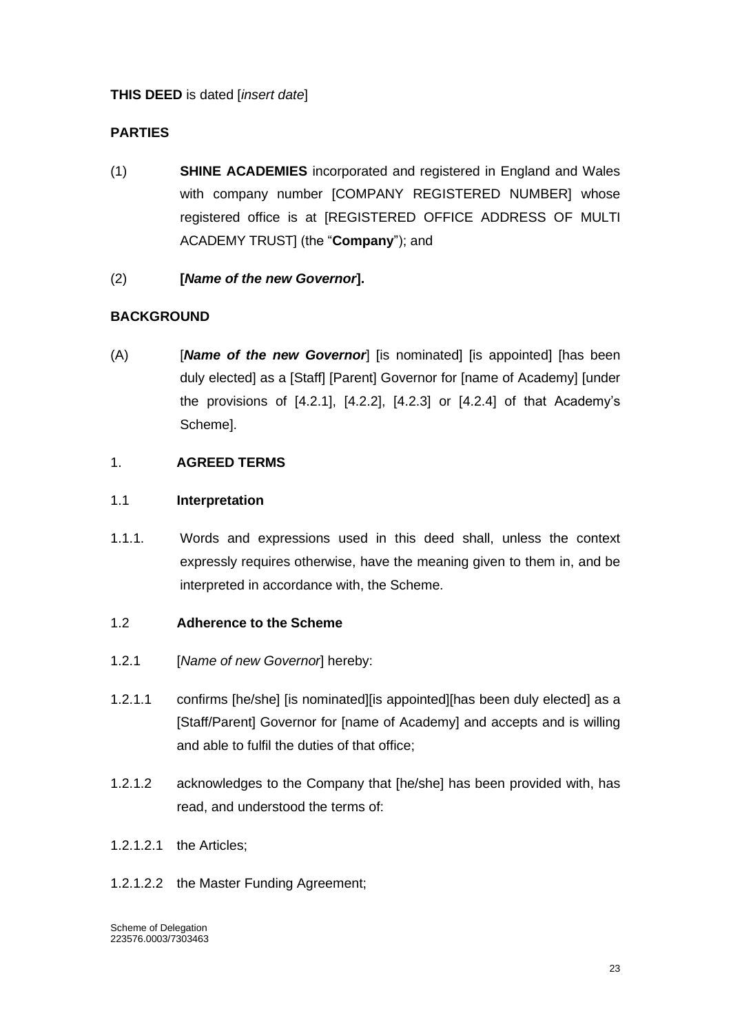**THIS DEED** is dated [*insert date*]

**PARTIES**

(1) **SHINE ACADEMIES** incorporated and registered in England and Wales with company number [COMPANY REGISTERED NUMBER] whose registered office is at [REGISTERED OFFICE ADDRESS OF MULTI ACADEMY TRUST] (the "**Company**"); and

(2) **[*Name of the new Governor*].**

**BACKGROUND**

(A) [***Name of the new Governor***] [is nominated] [is appointed] [has been duly elected] as a [Staff] [Parent] Governor for [name of Academy] [under the provisions of [4.2.1], [4.2.2], [4.2.3] or [4.2.4] of that Academy's Scheme].

1. **AGREED TERMS**

1.1 **Interpretation**

1.1.1. Words and expressions used in this deed shall, unless the context expressly requires otherwise, have the meaning given to them in, and be interpreted in accordance with, the Scheme.

1.2 **Adherence to the Scheme**

1.2.1 [*Name of new Governor*] hereby:

1.2.1.1 confirms [he/she] [is nominated][is appointed][has been duly elected] as a [Staff/Parent] Governor for [name of Academy] and accepts and is willing and able to fulfil the duties of that office;

1.2.1.2 acknowledges to the Company that [he/she] has been provided with, has read, and understood the terms of:

1.2.1.2.1 the Articles;

1.2.1.2.2 the Master Funding Agreement;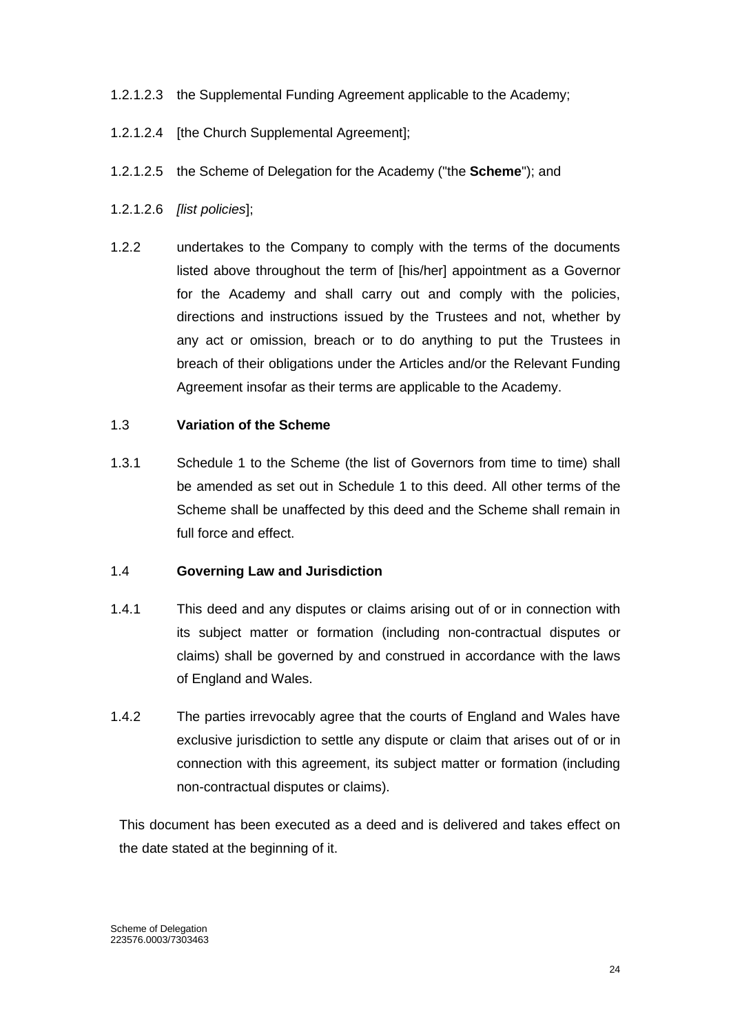1.2.1.2.3 the Supplemental Funding Agreement applicable to the Academy;

1.2.1.2.4 [the Church Supplemental Agreement];

1.2.1.2.5 the Scheme of Delegation for the Academy ("the **Scheme**"); and

1.2.1.2.6 *[list policies*];

1.2.2 undertakes to the Company to comply with the terms of the documents listed above throughout the term of [his/her] appointment as a Governor for the Academy and shall carry out and comply with the policies, directions and instructions issued by the Trustees and not, whether by any act or omission, breach or to do anything to put the Trustees in breach of their obligations under the Articles and/or the Relevant Funding Agreement insofar as their terms are applicable to the Academy.

1.3 **Variation of the Scheme**

1.3.1 Schedule 1 to the Scheme (the list of Governors from time to time) shall be amended as set out in Schedule 1 to this deed. All other terms of the Scheme shall be unaffected by this deed and the Scheme shall remain in full force and effect.

1.4 **Governing Law and Jurisdiction**

1.4.1 This deed and any disputes or claims arising out of or in connection with its subject matter or formation (including non-contractual disputes or claims) shall be governed by and construed in accordance with the laws of England and Wales.

1.4.2 The parties irrevocably agree that the courts of England and Wales have exclusive jurisdiction to settle any dispute or claim that arises out of or in connection with this agreement, its subject matter or formation (including non-contractual disputes or claims).

This document has been executed as a deed and is delivered and takes effect on the date stated at the beginning of it.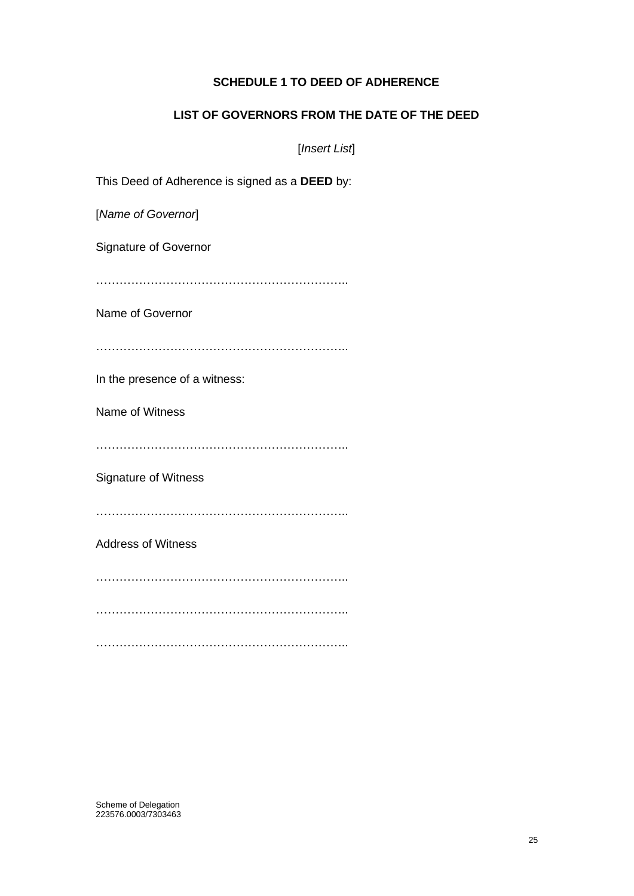**SCHEDULE 1 TO DEED OF ADHERENCE**

**LIST OF GOVERNORS FROM THE DATE OF THE DEED**

[*Insert List*]

This Deed of Adherence is signed as a **DEED** by:

[*Name of Governor*]

Signature of Governor

………………………………………………………..

Name of Governor

………………………………………………………..

In the presence of a witness:

Name of Witness

………………………………………………………..

Signature of Witness

………………………………………………………..

Address of Witness

………………………………………………………..

………………………………………………………..

………………………………………………………..

Scheme of Delegation
223576.0003/7303463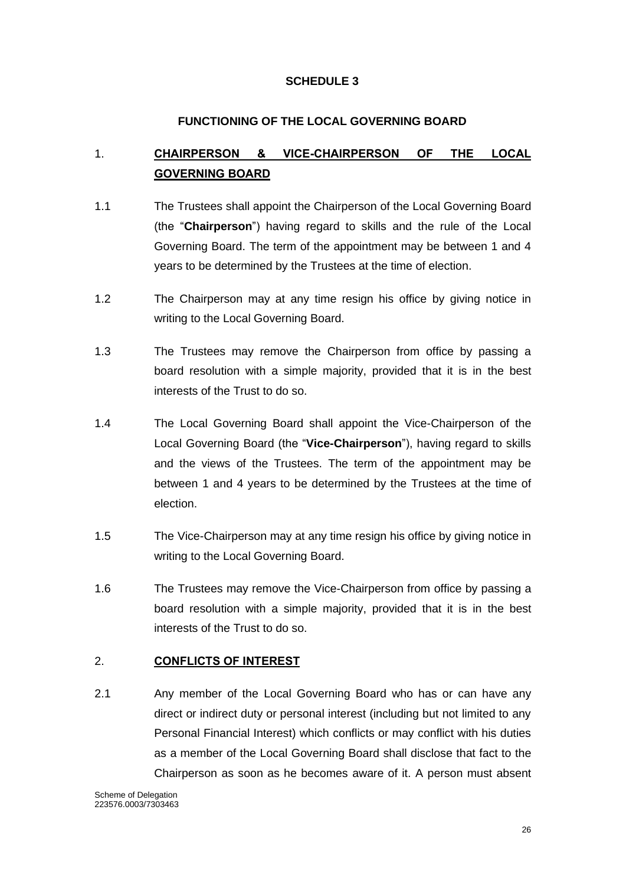# SCHEDULE 3

## FUNCTIONING OF THE LOCAL GOVERNING BOARD

### 1. CHAIRPERSON & VICE-CHAIRPERSON OF THE LOCAL GOVERNING BOARD

1.1 The Trustees shall appoint the Chairperson of the Local Governing Board (the "**Chairperson**") having regard to skills and the rule of the Local Governing Board. The term of the appointment may be between 1 and 4 years to be determined by the Trustees at the time of election.

1.2 The Chairperson may at any time resign his office by giving notice in writing to the Local Governing Board.

1.3 The Trustees may remove the Chairperson from office by passing a board resolution with a simple majority, provided that it is in the best interests of the Trust to do so.

1.4 The Local Governing Board shall appoint the Vice-Chairperson of the Local Governing Board (the "**Vice-Chairperson**"), having regard to skills and the views of the Trustees. The term of the appointment may be between 1 and 4 years to be determined by the Trustees at the time of election.

1.5 The Vice-Chairperson may at any time resign his office by giving notice in writing to the Local Governing Board.

1.6 The Trustees may remove the Vice-Chairperson from office by passing a board resolution with a simple majority, provided that it is in the best interests of the Trust to do so.

### 2. CONFLICTS OF INTEREST

2.1 Any member of the Local Governing Board who has or can have any direct or indirect duty or personal interest (including but not limited to any Personal Financial Interest) which conflicts or may conflict with his duties as a member of the Local Governing Board shall disclose that fact to the Chairperson as soon as he becomes aware of it. A person must absent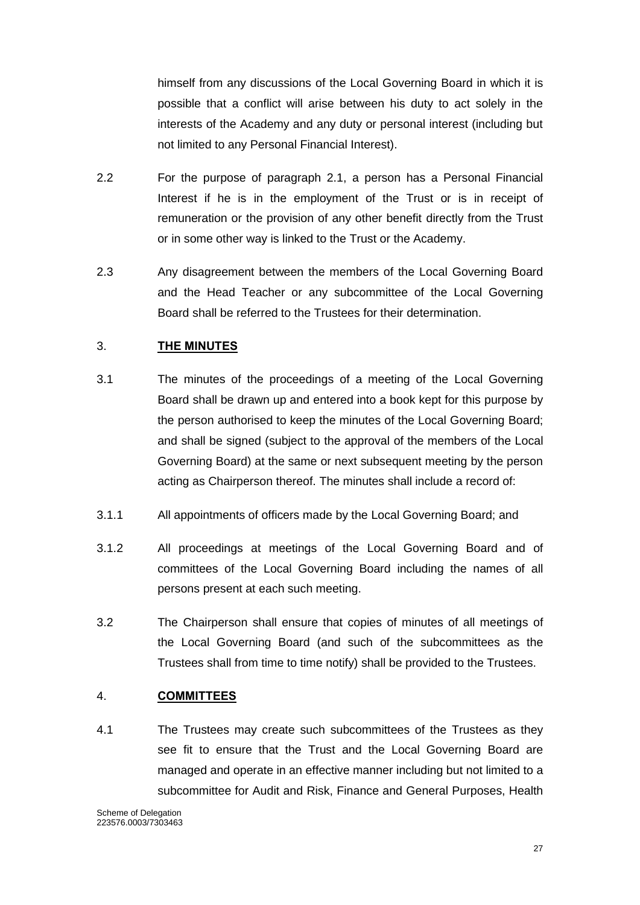himself from any discussions of the Local Governing Board in which it is possible that a conflict will arise between his duty to act solely in the interests of the Academy and any duty or personal interest (including but not limited to any Personal Financial Interest).

2.2 For the purpose of paragraph 2.1, a person has a Personal Financial Interest if he is in the employment of the Trust or is in receipt of remuneration or the provision of any other benefit directly from the Trust or in some other way is linked to the Trust or the Academy.

2.3 Any disagreement between the members of the Local Governing Board and the Head Teacher or any subcommittee of the Local Governing Board shall be referred to the Trustees for their determination.

## 3. **THE MINUTES**

3.1 The minutes of the proceedings of a meeting of the Local Governing Board shall be drawn up and entered into a book kept for this purpose by the person authorised to keep the minutes of the Local Governing Board; and shall be signed (subject to the approval of the members of the Local Governing Board) at the same or next subsequent meeting by the person acting as Chairperson thereof. The minutes shall include a record of:

3.1.1 All appointments of officers made by the Local Governing Board; and

3.1.2 All proceedings at meetings of the Local Governing Board and of committees of the Local Governing Board including the names of all persons present at each such meeting.

3.2 The Chairperson shall ensure that copies of minutes of all meetings of the Local Governing Board (and such of the subcommittees as the Trustees shall from time to time notify) shall be provided to the Trustees.

## 4. **COMMITTEES**

4.1 The Trustees may create such subcommittees of the Trustees as they see fit to ensure that the Trust and the Local Governing Board are managed and operate in an effective manner including but not limited to a subcommittee for Audit and Risk, Finance and General Purposes, Health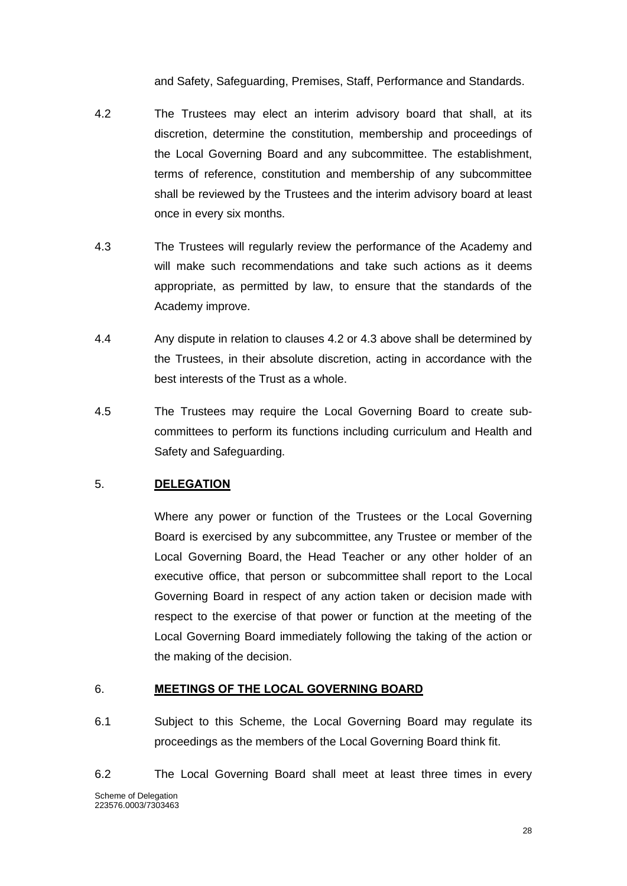and Safety, Safeguarding, Premises, Staff, Performance and Standards.

4.2 The Trustees may elect an interim advisory board that shall, at its discretion, determine the constitution, membership and proceedings of the Local Governing Board and any subcommittee. The establishment, terms of reference, constitution and membership of any subcommittee shall be reviewed by the Trustees and the interim advisory board at least once in every six months.

4.3 The Trustees will regularly review the performance of the Academy and will make such recommendations and take such actions as it deems appropriate, as permitted by law, to ensure that the standards of the Academy improve.

4.4 Any dispute in relation to clauses 4.2 or 4.3 above shall be determined by the Trustees, in their absolute discretion, acting in accordance with the best interests of the Trust as a whole.

4.5 The Trustees may require the Local Governing Board to create sub-committees to perform its functions including curriculum and Health and Safety and Safeguarding.

## 5. **DELEGATION**

Where any power or function of the Trustees or the Local Governing Board is exercised by any subcommittee, any Trustee or member of the Local Governing Board, the Head Teacher or any other holder of an executive office, that person or subcommittee shall report to the Local Governing Board in respect of any action taken or decision made with respect to the exercise of that power or function at the meeting of the Local Governing Board immediately following the taking of the action or the making of the decision.

## 6. **MEETINGS OF THE LOCAL GOVERNING BOARD**

6.1 Subject to this Scheme, the Local Governing Board may regulate its proceedings as the members of the Local Governing Board think fit.

6.2 The Local Governing Board shall meet at least three times in every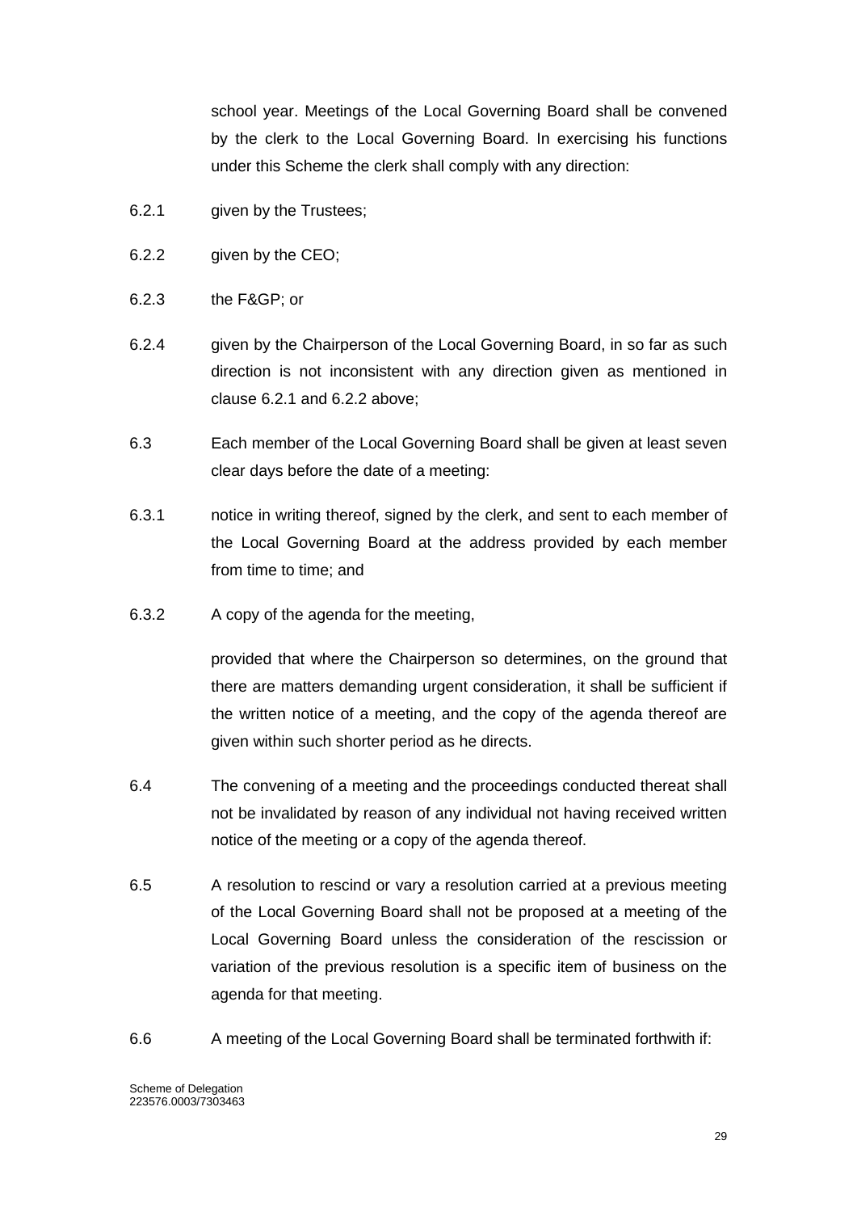school year. Meetings of the Local Governing Board shall be convened by the clerk to the Local Governing Board. In exercising his functions under this Scheme the clerk shall comply with any direction:

6.2.1 given by the Trustees;

6.2.2 given by the CEO;

6.2.3 the F&GP; or

6.2.4 given by the Chairperson of the Local Governing Board, in so far as such direction is not inconsistent with any direction given as mentioned in clause 6.2.1 and 6.2.2 above;

6.3 Each member of the Local Governing Board shall be given at least seven clear days before the date of a meeting:

6.3.1 notice in writing thereof, signed by the clerk, and sent to each member of the Local Governing Board at the address provided by each member from time to time; and

6.3.2 A copy of the agenda for the meeting,

provided that where the Chairperson so determines, on the ground that there are matters demanding urgent consideration, it shall be sufficient if the written notice of a meeting, and the copy of the agenda thereof are given within such shorter period as he directs.

6.4 The convening of a meeting and the proceedings conducted thereat shall not be invalidated by reason of any individual not having received written notice of the meeting or a copy of the agenda thereof.

6.5 A resolution to rescind or vary a resolution carried at a previous meeting of the Local Governing Board shall not be proposed at a meeting of the Local Governing Board unless the consideration of the rescission or variation of the previous resolution is a specific item of business on the agenda for that meeting.

6.6 A meeting of the Local Governing Board shall be terminated forthwith if: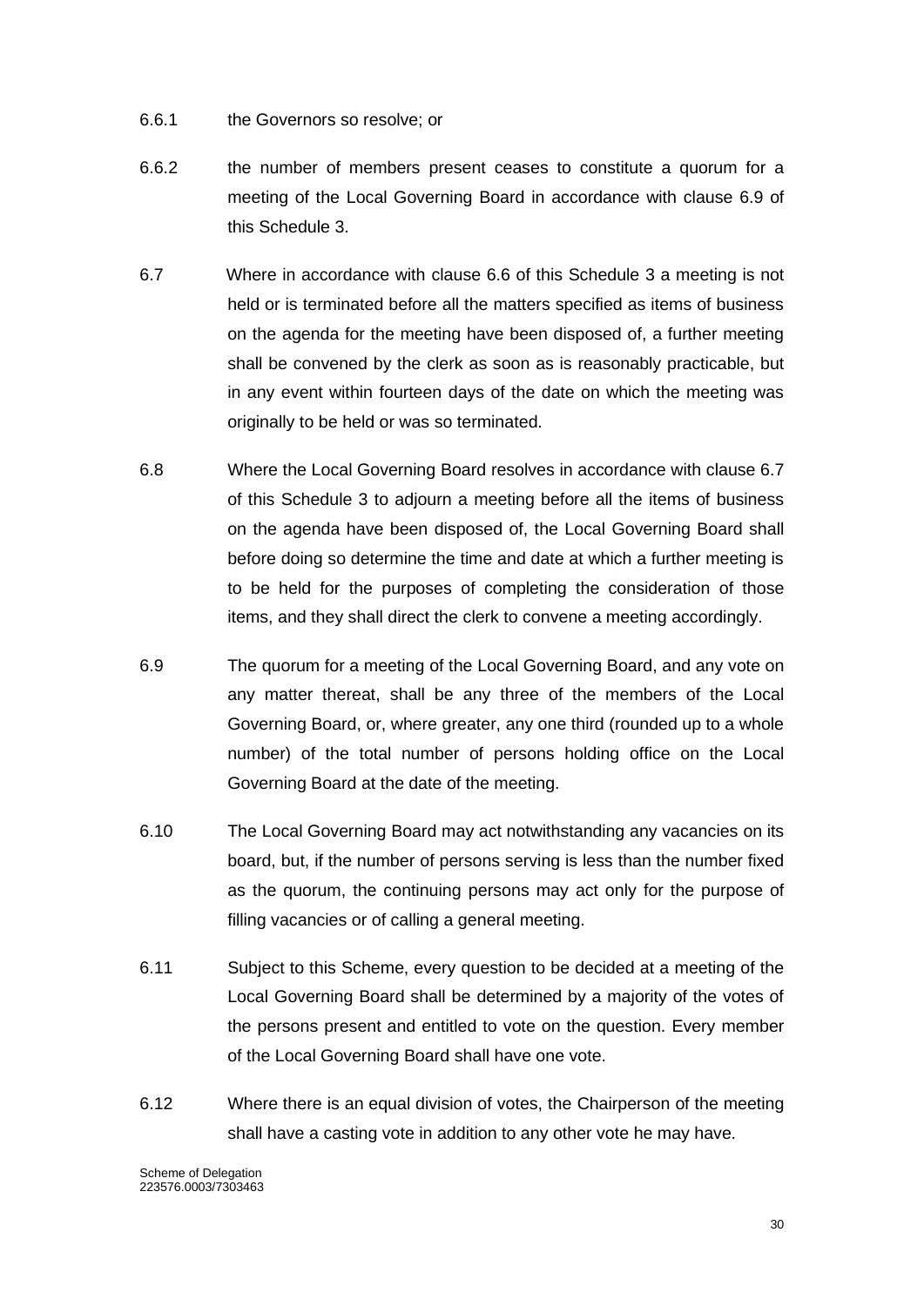6.6.1 the Governors so resolve; or

6.6.2 the number of members present ceases to constitute a quorum for a meeting of the Local Governing Board in accordance with clause 6.9 of this Schedule 3.

6.7 Where in accordance with clause 6.6 of this Schedule 3 a meeting is not held or is terminated before all the matters specified as items of business on the agenda for the meeting have been disposed of, a further meeting shall be convened by the clerk as soon as is reasonably practicable, but in any event within fourteen days of the date on which the meeting was originally to be held or was so terminated.

6.8 Where the Local Governing Board resolves in accordance with clause 6.7 of this Schedule 3 to adjourn a meeting before all the items of business on the agenda have been disposed of, the Local Governing Board shall before doing so determine the time and date at which a further meeting is to be held for the purposes of completing the consideration of those items, and they shall direct the clerk to convene a meeting accordingly.

6.9 The quorum for a meeting of the Local Governing Board, and any vote on any matter thereat, shall be any three of the members of the Local Governing Board, or, where greater, any one third (rounded up to a whole number) of the total number of persons holding office on the Local Governing Board at the date of the meeting.

6.10 The Local Governing Board may act notwithstanding any vacancies on its board, but, if the number of persons serving is less than the number fixed as the quorum, the continuing persons may act only for the purpose of filling vacancies or of calling a general meeting.

6.11 Subject to this Scheme, every question to be decided at a meeting of the Local Governing Board shall be determined by a majority of the votes of the persons present and entitled to vote on the question. Every member of the Local Governing Board shall have one vote.

6.12 Where there is an equal division of votes, the Chairperson of the meeting shall have a casting vote in addition to any other vote he may have.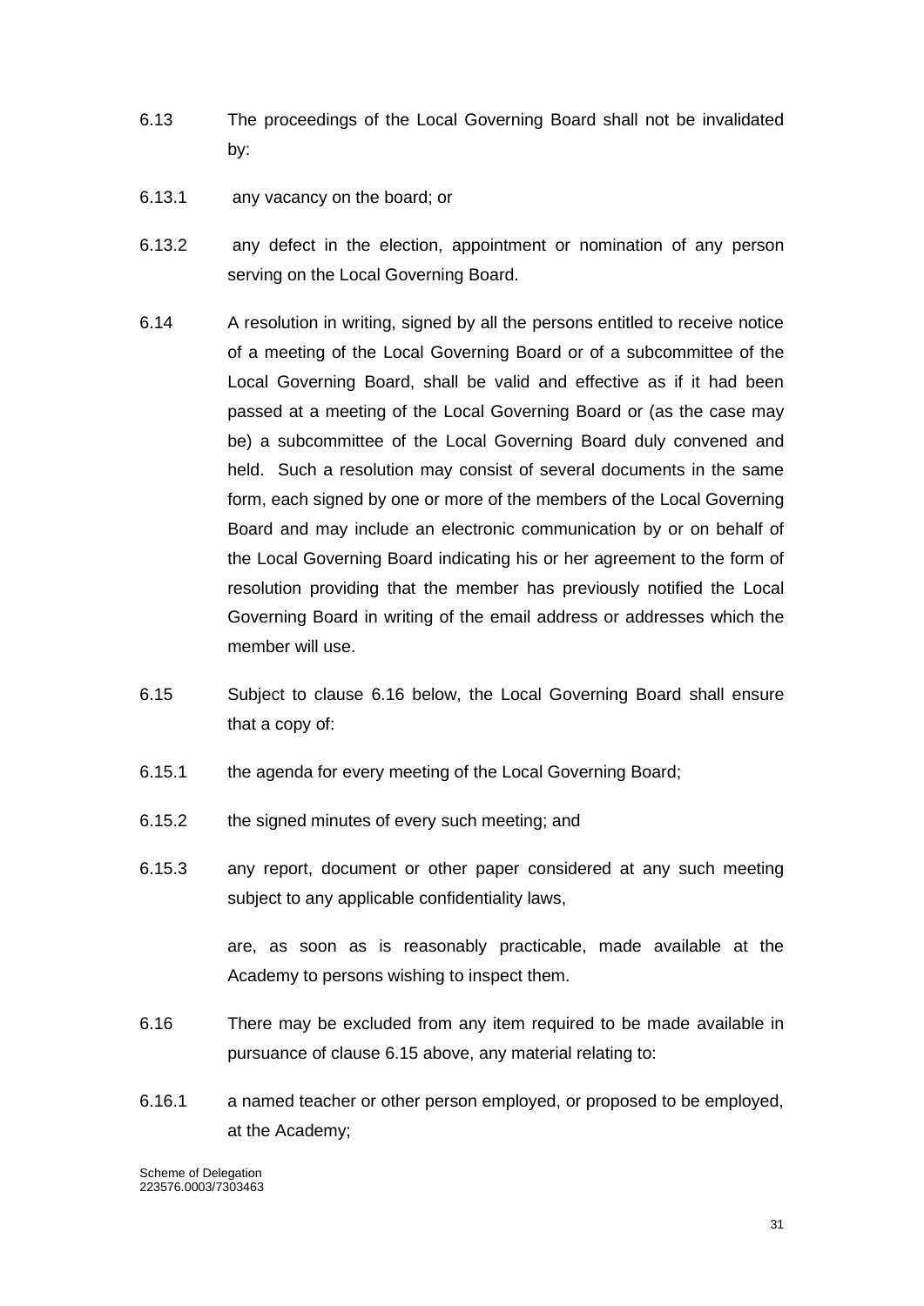6.13 The proceedings of the Local Governing Board shall not be invalidated by:

6.13.1 any vacancy on the board; or

6.13.2 any defect in the election, appointment or nomination of any person serving on the Local Governing Board.

6.14 A resolution in writing, signed by all the persons entitled to receive notice of a meeting of the Local Governing Board or of a subcommittee of the Local Governing Board, shall be valid and effective as if it had been passed at a meeting of the Local Governing Board or (as the case may be) a subcommittee of the Local Governing Board duly convened and held. Such a resolution may consist of several documents in the same form, each signed by one or more of the members of the Local Governing Board and may include an electronic communication by or on behalf of the Local Governing Board indicating his or her agreement to the form of resolution providing that the member has previously notified the Local Governing Board in writing of the email address or addresses which the member will use.

6.15 Subject to clause 6.16 below, the Local Governing Board shall ensure that a copy of:

6.15.1 the agenda for every meeting of the Local Governing Board;

6.15.2 the signed minutes of every such meeting; and

6.15.3 any report, document or other paper considered at any such meeting subject to any applicable confidentiality laws,

are, as soon as is reasonably practicable, made available at the Academy to persons wishing to inspect them.

6.16 There may be excluded from any item required to be made available in pursuance of clause 6.15 above, any material relating to:

6.16.1 a named teacher or other person employed, or proposed to be employed, at the Academy;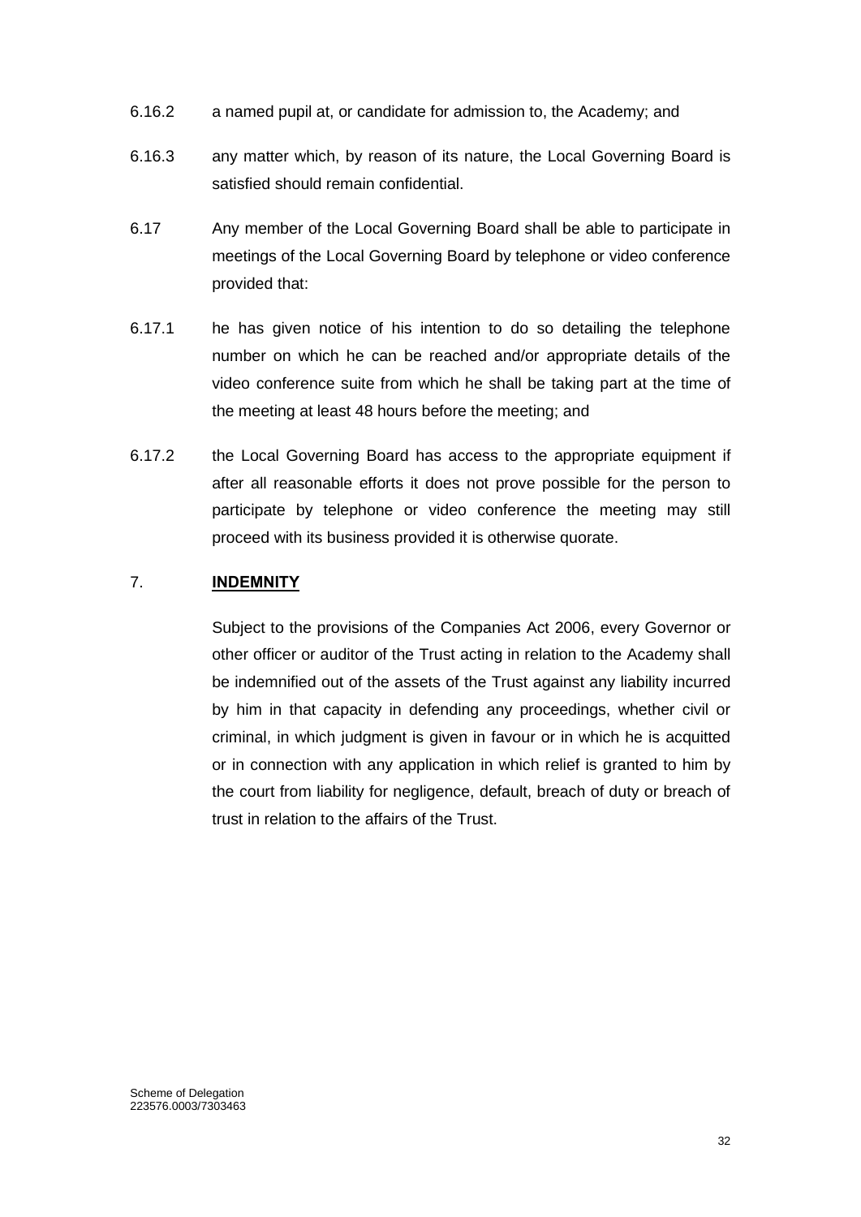6.16.2 a named pupil at, or candidate for admission to, the Academy; and

6.16.3 any matter which, by reason of its nature, the Local Governing Board is satisfied should remain confidential.

6.17 Any member of the Local Governing Board shall be able to participate in meetings of the Local Governing Board by telephone or video conference provided that:

6.17.1 he has given notice of his intention to do so detailing the telephone number on which he can be reached and/or appropriate details of the video conference suite from which he shall be taking part at the time of the meeting at least 48 hours before the meeting; and

6.17.2 the Local Governing Board has access to the appropriate equipment if after all reasonable efforts it does not prove possible for the person to participate by telephone or video conference the meeting may still proceed with its business provided it is otherwise quorate.

## 7. INDEMNITY

Subject to the provisions of the Companies Act 2006, every Governor or other officer or auditor of the Trust acting in relation to the Academy shall be indemnified out of the assets of the Trust against any liability incurred by him in that capacity in defending any proceedings, whether civil or criminal, in which judgment is given in favour or in which he is acquitted or in connection with any application in which relief is granted to him by the court from liability for negligence, default, breach of duty or breach of trust in relation to the affairs of the Trust.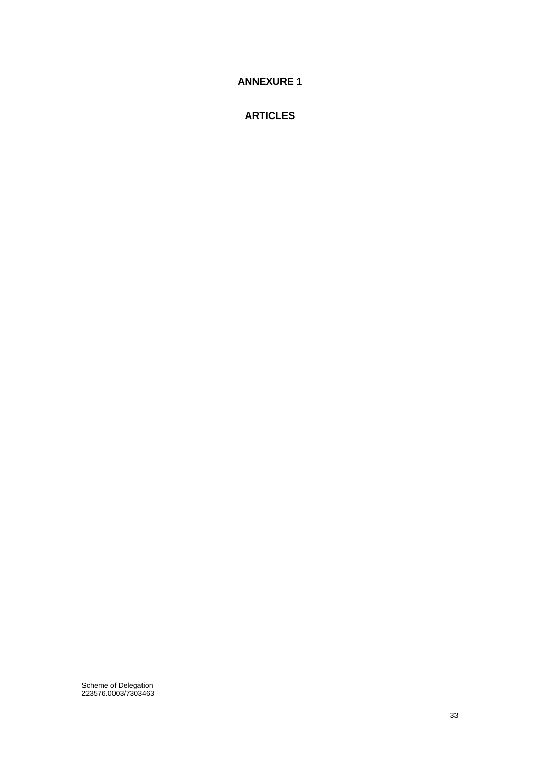# ANNEXURE 1

# ARTICLES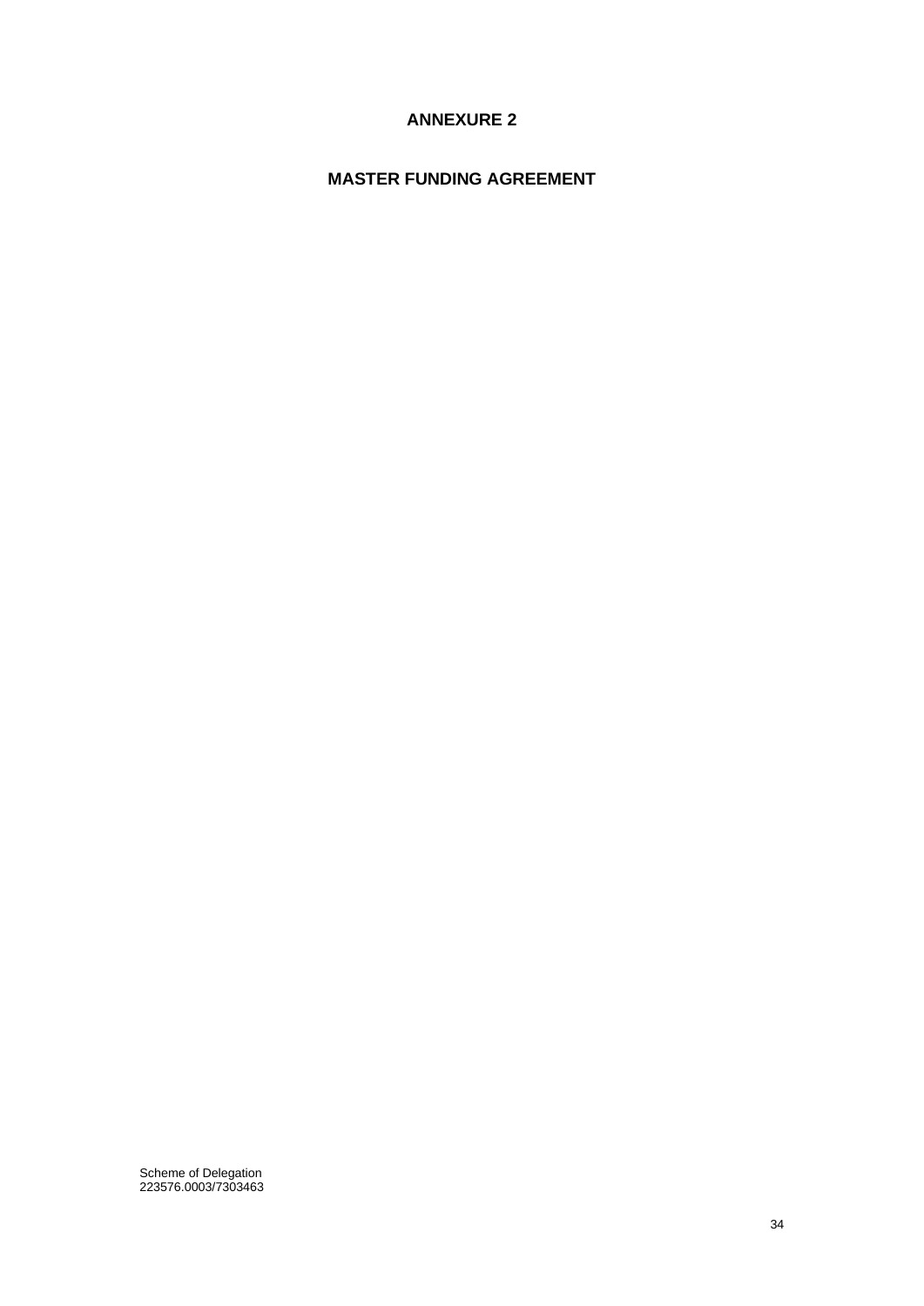## ANNEXURE 2

## MASTER FUNDING AGREEMENT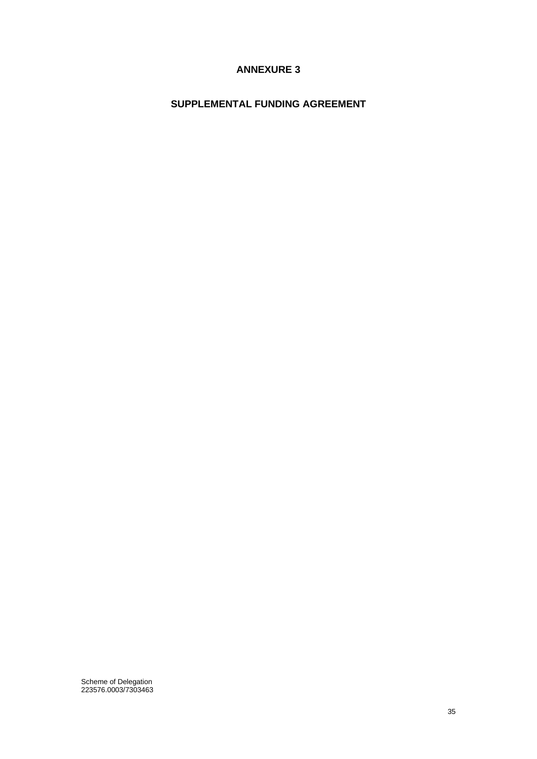# ANNEXURE 3

## SUPPLEMENTAL FUNDING AGREEMENT